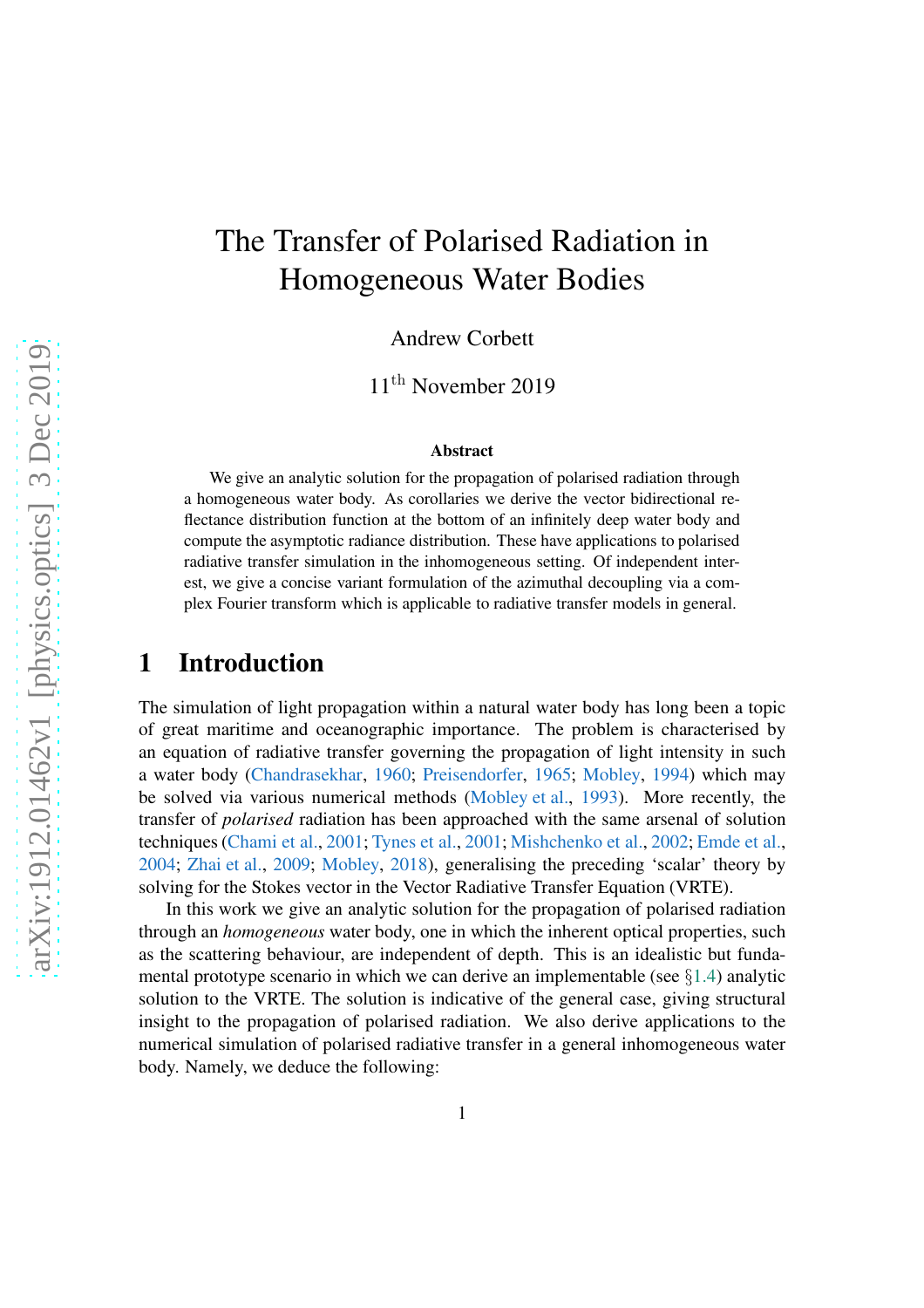# The Transfer of Polarised Radiation in Homogeneous Water Bodies

Andrew Corbett

11[th] November 2019

### Abstract

We give an analytic solution for the propagation of polarised radiation through a homogeneous water body. As corollaries we derive the vector bidirectional reflectance distribution function at the bottom of an infinitely deep water body and compute the asymptotic radiance distribution. These have applications to polarised radiative transfer simulation in the inhomogeneous setting. Of independent interest, we give a concise variant formulation of the azimuthal decoupling via a complex Fourier transform which is applicable to radiative transfer models in general.

## 1 Introduction

The simulation of light propagation within a natural water body has long been a topic of great maritime and oceanographic importance. The problem is characterised by an equation of radiative transfer governing the propagation of light intensity in such a water body (Chandrasekhar, 1960; Preisendorfer, 1965; Mobley, 1994) which may be solved via various numerical methods (Mobley et al., 1993). More recently, the transfer of *polarised* radiation has been approached with the same arsenal of solution techniques (Chami et al., 2001; Tynes et al., 2001; Mishchenko et al., 2002; Emde et al., 2004; Zhai et al., 2009; Mobley, 2018), generalising the preceding 'scalar' theory by solving for the Stokes vector in the Vector Radiative Transfer Equation (VRTE).

In this work we give an analytic solution for the propagation of polarised radiation through an *homogeneous* water body, one in which the inherent optical properties, such as the scattering behaviour, are independent of depth. This is an idealistic but fundamental prototype scenario in which we can derive an implementable (see §1.4) analytic solution to the VRTE. The solution is indicative of the general case, giving structural insight to the propagation of polarised radiation. We also derive applications to the numerical simulation of polarised radiative transfer in a general inhomogeneous water body. Namely, we deduce the following: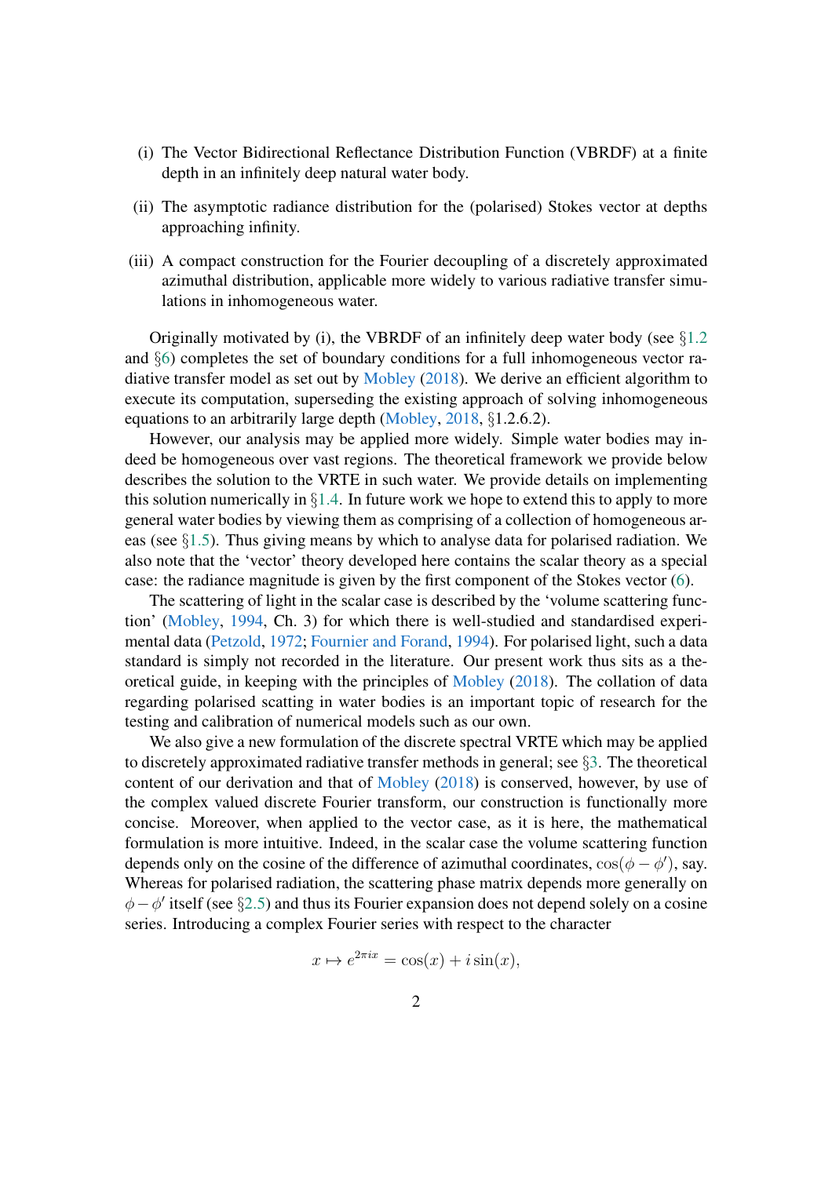(i) The Vector Bidirectional Reflectance Distribution Function (VBRDF) at a finite depth in an infinitely deep natural water body.

(ii) The asymptotic radiance distribution for the (polarised) Stokes vector at depths approaching infinity.

(iii) A compact construction for the Fourier decoupling of a discretely approximated azimuthal distribution, applicable more widely to various radiative transfer simulations in inhomogeneous water.

Originally motivated by (i), the VBRDF of an infinitely deep water body (see §1.2 and §6) completes the set of boundary conditions for a full inhomogeneous vector radiative transfer model as set out by Mobley (2018). We derive an efficient algorithm to execute its computation, superseding the existing approach of solving inhomogeneous equations to an arbitrarily large depth (Mobley, 2018, §1.2.6.2).

However, our analysis may be applied more widely. Simple water bodies may indeed be homogeneous over vast regions. The theoretical framework we provide below describes the solution to the VRTE in such water. We provide details on implementing this solution numerically in §1.4. In future work we hope to extend this to apply to more general water bodies by viewing them as comprising of a collection of homogeneous areas (see §1.5). Thus giving means by which to analyse data for polarised radiation. We also note that the 'vector' theory developed here contains the scalar theory as a special case: the radiance magnitude is given by the first component of the Stokes vector (6).

The scattering of light in the scalar case is described by the 'volume scattering function' (Mobley, 1994, Ch. 3) for which there is well-studied and standardised experimental data (Petzold, 1972; Fournier and Forand, 1994). For polarised light, such a data standard is simply not recorded in the literature. Our present work thus sits as a theoretical guide, in keeping with the principles of Mobley (2018). The collation of data regarding polarised scatting in water bodies is an important topic of research for the testing and calibration of numerical models such as our own.

We also give a new formulation of the discrete spectral VRTE which may be applied to discretely approximated radiative transfer methods in general; see §3. The theoretical content of our derivation and that of Mobley (2018) is conserved, however, by use of the complex valued discrete Fourier transform, our construction is functionally more concise. Moreover, when applied to the vector case, as it is here, the mathematical formulation is more intuitive. Indeed, in the scalar case the volume scattering function depends only on the cosine of the difference of azimuthal coordinates, $\cos(\phi - \phi')$, say. Whereas for polarised radiation, the scattering phase matrix depends more generally on $\phi - \phi'$ itself (see §2.5) and thus its Fourier expansion does not depend solely on a cosine series. Introducing a complex Fourier series with respect to the character

$$x \mapsto e^{2\pi i x} = \cos(x) + i \sin(x),$$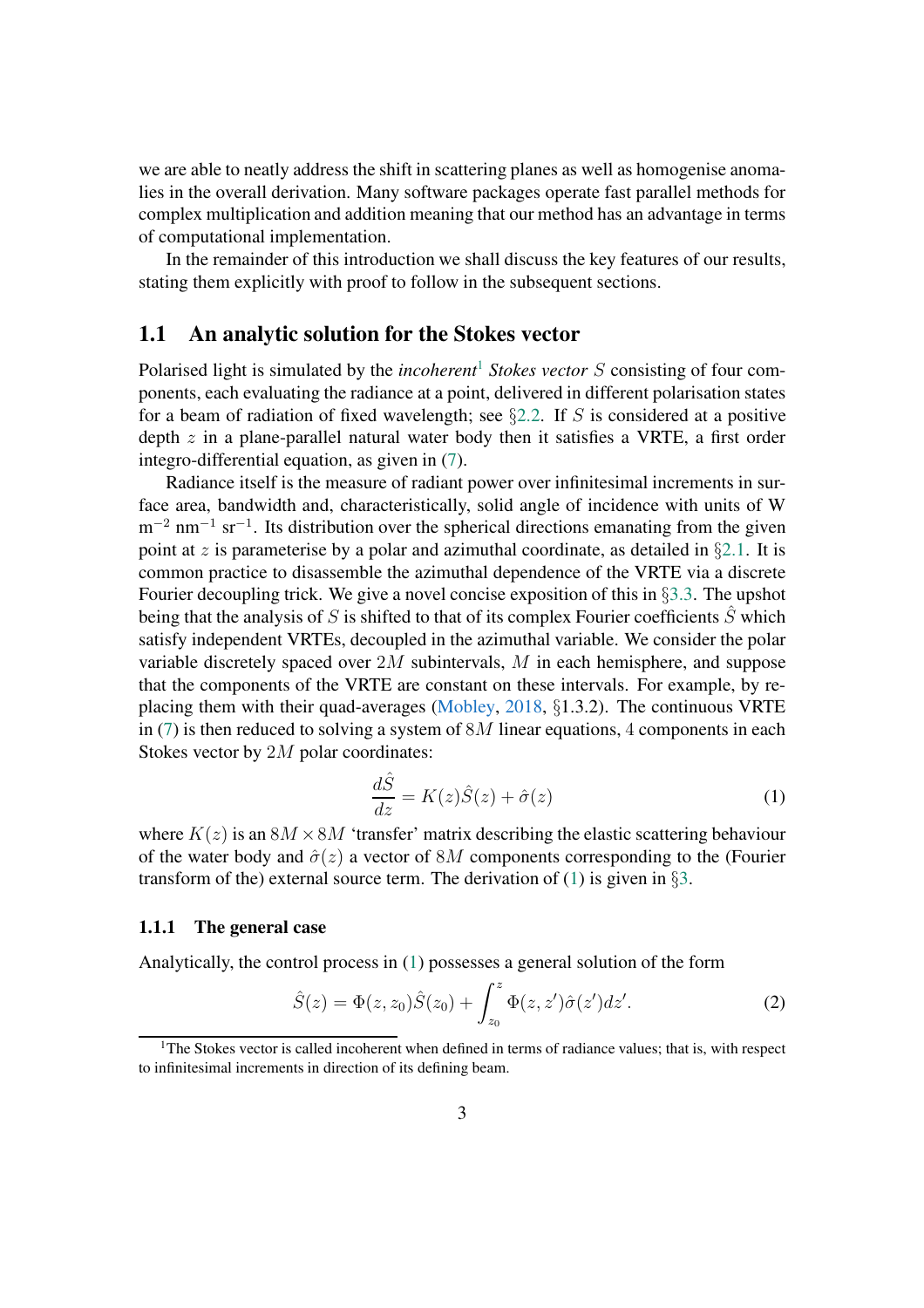we are able to neatly address the shift in scattering planes as well as homogenise anomalies in the overall derivation. Many software packages operate fast parallel methods for complex multiplication and addition meaning that our method has an advantage in terms of computational implementation.

In the remainder of this introduction we shall discuss the key features of our results, stating them explicitly with proof to follow in the subsequent sections.

## 1.1 An analytic solution for the Stokes vector

Polarised light is simulated by the *incoherent*[1] *Stokes vector* $S$ consisting of four components, each evaluating the radiance at a point, delivered in different polarisation states for a beam of radiation of fixed wavelength; see §2.2. If $S$ is considered at a positive depth $z$ in a plane-parallel natural water body then it satisfies a VRTE, a first order integro-differential equation, as given in (7).

Radiance itself is the measure of radiant power over infinitesimal increments in surface area, bandwidth and, characteristically, solid angle of incidence with units of W m$^{-2}$ nm$^{-1}$ sr$^{-1}$. Its distribution over the spherical directions emanating from the given point at $z$ is parameterise by a polar and azimuthal coordinate, as detailed in §2.1. It is common practice to disassemble the azimuthal dependence of the VRTE via a discrete Fourier decoupling trick. We give a novel concise exposition of this in §3.3. The upshot being that the analysis of $S$ is shifted to that of its complex Fourier coefficients $\hat{S}$ which satisfy independent VRTEs, decoupled in the azimuthal variable. We consider the polar variable discretely spaced over $2M$ subintervals, $M$ in each hemisphere, and suppose that the components of the VRTE are constant on these intervals. For example, by replacing them with their quad-averages (Mobley, 2018, §1.3.2). The continuous VRTE in (7) is then reduced to solving a system of $8M$ linear equations, $4$ components in each Stokes vector by $2M$ polar coordinates:

$$\frac{d\hat{S}}{dz} = K(z)\hat{S}(z) + \hat{\sigma}(z) \tag{1}$$

where $K(z)$ is an $8M \times 8M$ 'transfer' matrix describing the elastic scattering behaviour of the water body and $\hat{\sigma}(z)$ a vector of $8M$ components corresponding to the (Fourier transform of the) external source term. The derivation of (1) is given in §3.

### 1.1.1 The general case

Analytically, the control process in (1) possesses a general solution of the form

$$\hat{S}(z) = \Phi(z, z_0)\hat{S}(z_0) + \int_{z_0}^{z} \Phi(z, z')\hat{\sigma}(z')dz'. \tag{2}$$

[1]The Stokes vector is called incoherent when defined in terms of radiance values; that is, with respect to infinitesimal increments in direction of its defining beam.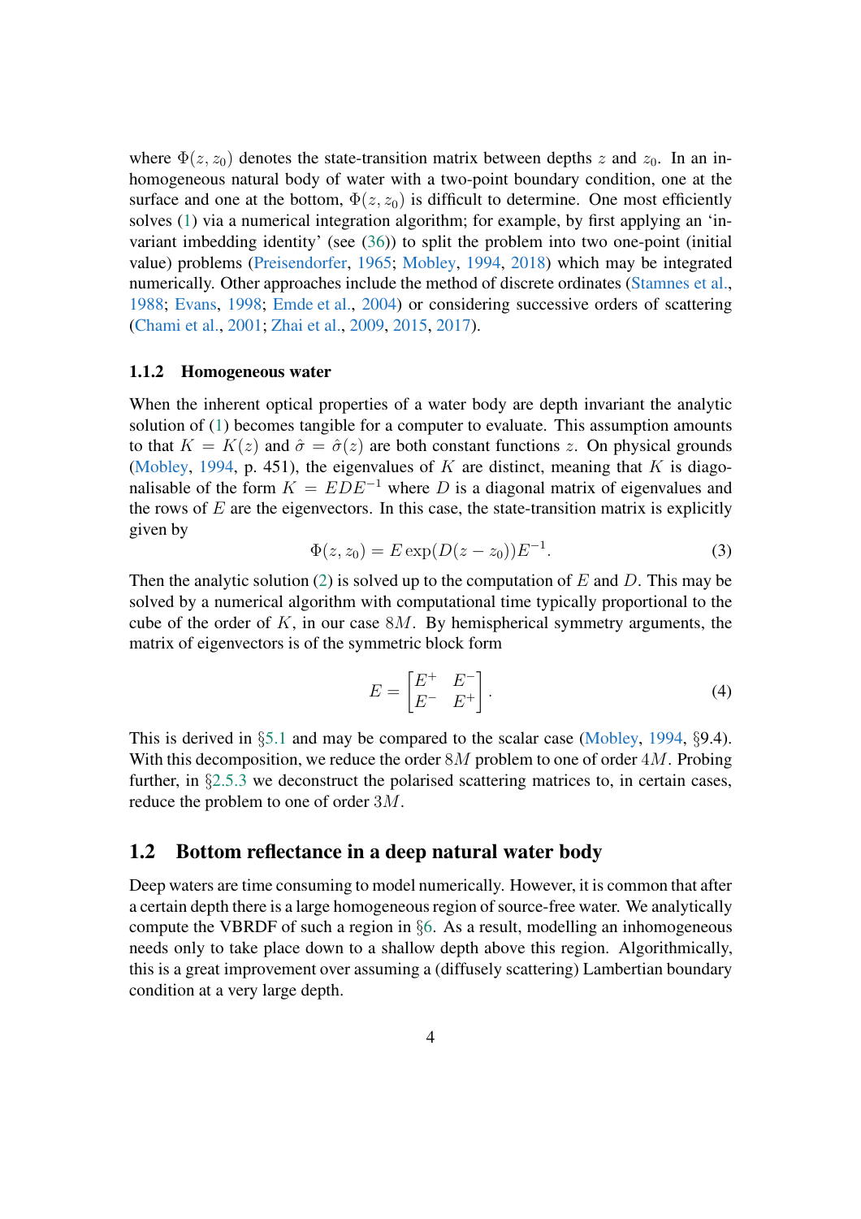where $\Phi(z, z_0)$ denotes the state-transition matrix between depths $z$ and $z_0$. In an inhomogeneous natural body of water with a two-point boundary condition, one at the surface and one at the bottom, $\Phi(z, z_0)$ is difficult to determine. One most efficiently solves (1) via a numerical integration algorithm; for example, by first applying an 'invariant imbedding identity' (see (36)) to split the problem into two one-point (initial value) problems (Preisendorfer, 1965; Mobley, 1994, 2018) which may be integrated numerically. Other approaches include the method of discrete ordinates (Stamnes et al., 1988; Evans, 1998; Emde et al., 2004) or considering successive orders of scattering (Chami et al., 2001; Zhai et al., 2009, 2015, 2017).

### 1.1.2 Homogeneous water

When the inherent optical properties of a water body are depth invariant the analytic solution of (1) becomes tangible for a computer to evaluate. This assumption amounts to that $K = K(z)$ and $\hat{\sigma} = \hat{\sigma}(z)$ are both constant functions $z$. On physical grounds (Mobley, 1994, p. 451), the eigenvalues of $K$ are distinct, meaning that $K$ is diagonalisable of the form $K = EDE^{-1}$ where $D$ is a diagonal matrix of eigenvalues and the rows of $E$ are the eigenvectors. In this case, the state-transition matrix is explicitly given by

$$\Phi(z, z_0) = E \exp(D(z - z_0))E^{-1}. \tag{3}$$

Then the analytic solution (2) is solved up to the computation of $E$ and $D$. This may be solved by a numerical algorithm with computational time typically proportional to the cube of the order of $K$, in our case $8M$. By hemispherical symmetry arguments, the matrix of eigenvectors is of the symmetric block form

$$E = \begin{bmatrix} E^+ & E^- \\ E^- & E^+ \end{bmatrix}. \tag{4}$$

This is derived in §5.1 and may be compared to the scalar case (Mobley, 1994, §9.4). With this decomposition, we reduce the order $8M$ problem to one of order $4M$. Probing further, in §2.5.3 we deconstruct the polarised scattering matrices to, in certain cases, reduce the problem to one of order $3M$.

## 1.2 Bottom reflectance in a deep natural water body

Deep waters are time consuming to model numerically. However, it is common that after a certain depth there is a large homogeneous region of source-free water. We analytically compute the VBRDF of such a region in §6. As a result, modelling an inhomogeneous needs only to take place down to a shallow depth above this region. Algorithmically, this is a great improvement over assuming a (diffusely scattering) Lambertian boundary condition at a very large depth.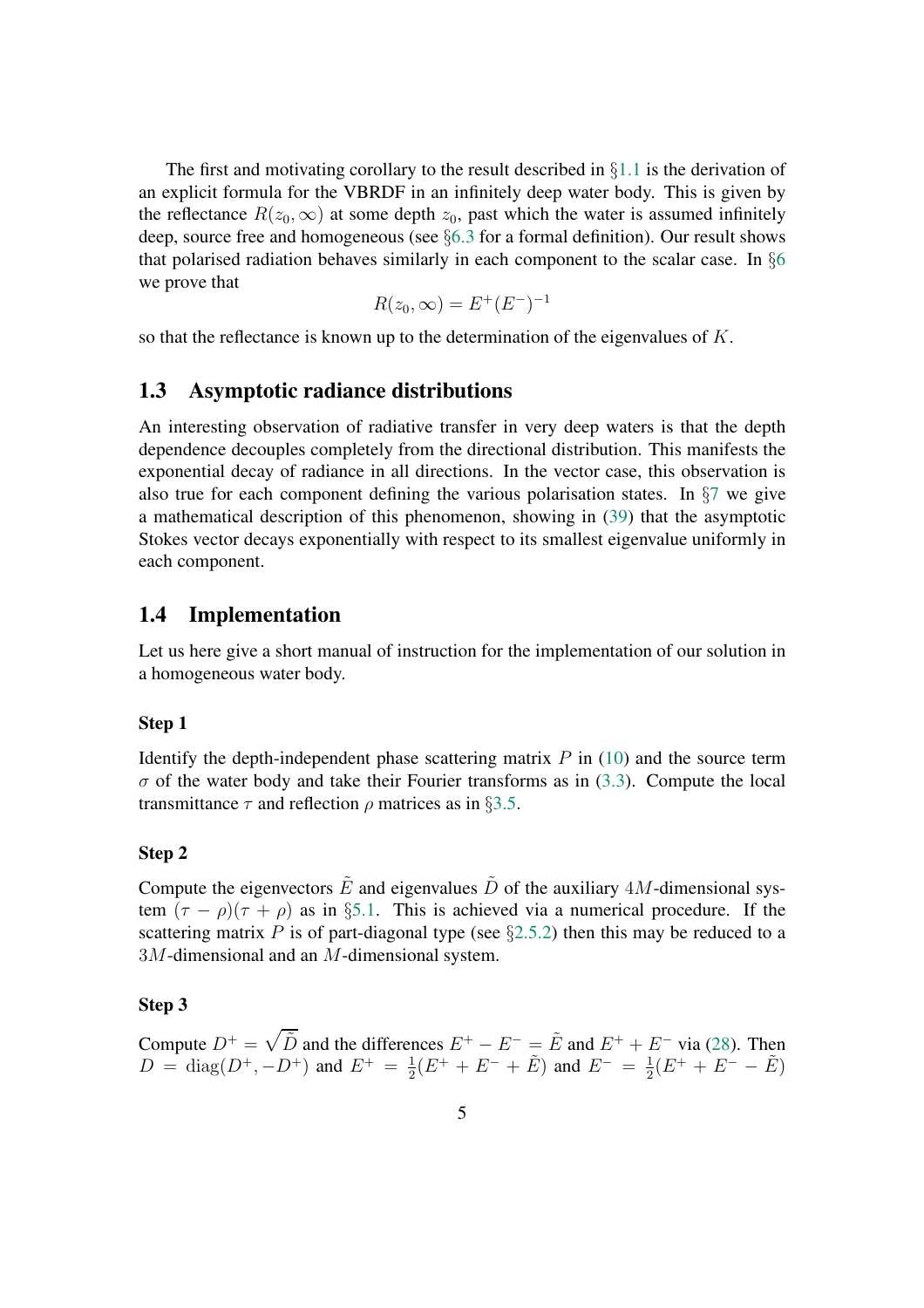The first and motivating corollary to the result described in §1.1 is the derivation of an explicit formula for the VBRDF in an infinitely deep water body. This is given by the reflectance $R(z_0, \infty)$ at some depth $z_0$, past which the water is assumed infinitely deep, source free and homogeneous (see §6.3 for a formal definition). Our result shows that polarised radiation behaves similarly in each component to the scalar case. In §6 we prove that

$$R(z_0, \infty) = E^+ (E^-)^{-1}$$

so that the reflectance is known up to the determination of the eigenvalues of $K$.

## 1.3 Asymptotic radiance distributions

An interesting observation of radiative transfer in very deep waters is that the depth dependence decouples completely from the directional distribution. This manifests the exponential decay of radiance in all directions. In the vector case, this observation is also true for each component defining the various polarisation states. In §7 we give a mathematical description of this phenomenon, showing in (39) that the asymptotic Stokes vector decays exponentially with respect to its smallest eigenvalue uniformly in each component.

## 1.4 Implementation

Let us here give a short manual of instruction for the implementation of our solution in a homogeneous water body.

### Step 1

Identify the depth-independent phase scattering matrix $P$ in (10) and the source term $\sigma$ of the water body and take their Fourier transforms as in (3.3). Compute the local transmittance $\tau$ and reflection $\rho$ matrices as in §3.5.

### Step 2

Compute the eigenvectors $\tilde{E}$ and eigenvalues $\tilde{D}$ of the auxiliary $4M$-dimensional system $(\tau - \rho)(\tau + \rho)$ as in §5.1. This is achieved via a numerical procedure. If the scattering matrix $P$ is of part-diagonal type (see §2.5.2) then this may be reduced to a $3M$-dimensional and an $M$-dimensional system.

### Step 3

Compute $D^+ = \sqrt{\tilde{D}}$ and the differences $E^+ - E^- = \tilde{E}$ and $E^+ + E^-$ via (28). Then $D = \mathrm{diag}(D^+, -D^+)$ and $E^+ = \frac{1}{2}(E^+ + E^- + \tilde{E})$ and $E^- = \frac{1}{2}(E^+ + E^- - \tilde{E})$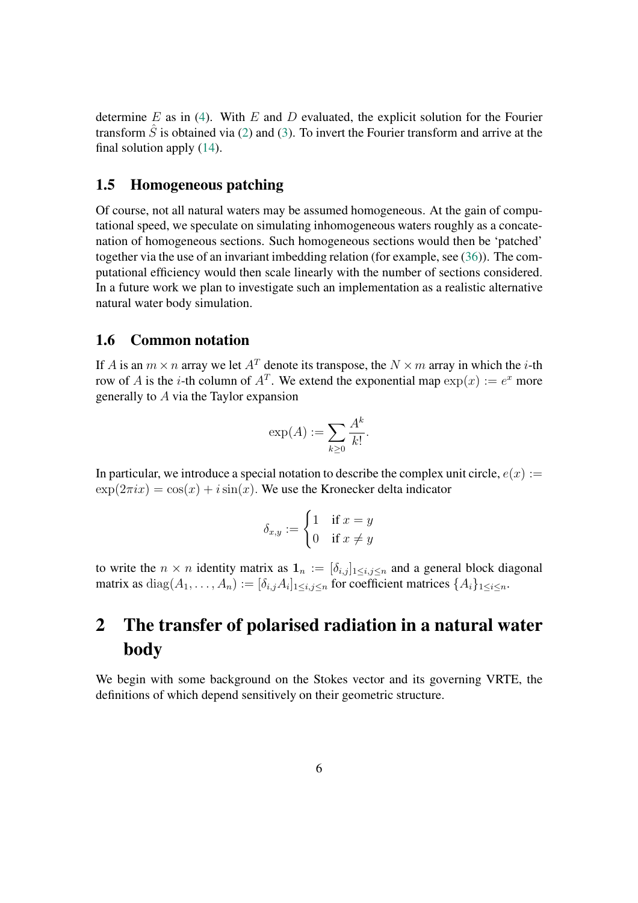determine $E$ as in (4). With $E$ and $D$ evaluated, the explicit solution for the Fourier transform $\hat{S}$ is obtained via (2) and (3). To invert the Fourier transform and arrive at the final solution apply (14).

### 1.5 Homogeneous patching

Of course, not all natural waters may be assumed homogeneous. At the gain of computational speed, we speculate on simulating inhomogeneous waters roughly as a concatenation of homogeneous sections. Such homogeneous sections would then be 'patched' together via the use of an invariant imbedding relation (for example, see (36)). The computational efficiency would then scale linearly with the number of sections considered. In a future work we plan to investigate such an implementation as a realistic alternative natural water body simulation.

### 1.6 Common notation

If $A$ is an $m \times n$ array we let $A^T$ denote its transpose, the $N \times m$ array in which the $i$-th row of $A$ is the $i$-th column of $A^T$. We extend the exponential map $\exp(x) := e^x$ more generally to $A$ via the Taylor expansion

$$\exp(A) := \sum_{k \geq 0} \frac{A^k}{k!}.$$

In particular, we introduce a special notation to describe the complex unit circle, $e(x) := \exp(2\pi i x) = \cos(x) + i \sin(x)$. We use the Kronecker delta indicator

$$\delta_{x,y} := \begin{cases} 1 & \text{if } x = y \\ 0 & \text{if } x \neq y \end{cases}$$

to write the $n \times n$ identity matrix as $\mathbf{1}_n := [\delta_{i,j}]_{1 \leq i,j \leq n}$ and a general block diagonal matrix as $\operatorname{diag}(A_1, \ldots, A_n) := [\delta_{i,j} A_i]_{1 \leq i,j \leq n}$ for coefficient matrices $\{A_i\}_{1 \leq i \leq n}$.

## 2 The transfer of polarised radiation in a natural water body

We begin with some background on the Stokes vector and its governing VRTE, the definitions of which depend sensitively on their geometric structure.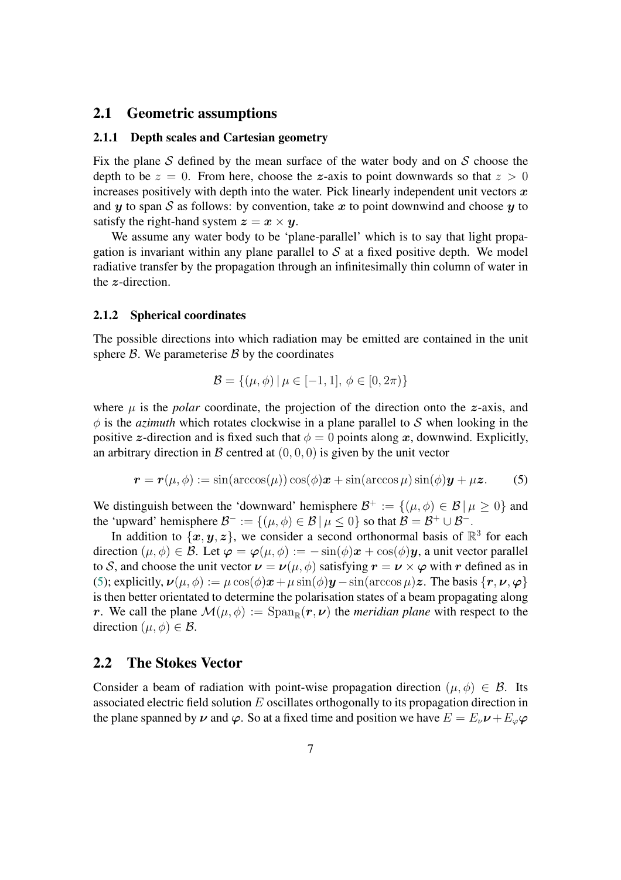## 2.1 Geometric assumptions

### 2.1.1 Depth scales and Cartesian geometry

Fix the plane $\mathcal{S}$ defined by the mean surface of the water body and on $\mathcal{S}$ choose the depth to be $z = 0$. From here, choose the $\boldsymbol{z}$-axis to point downwards so that $z > 0$ increases positively with depth into the water. Pick linearly independent unit vectors $\boldsymbol{x}$ and $\boldsymbol{y}$ to span $\mathcal{S}$ as follows: by convention, take $\boldsymbol{x}$ to point downwind and choose $\boldsymbol{y}$ to satisfy the right-hand system $\boldsymbol{z} = \boldsymbol{x} \times \boldsymbol{y}$.

We assume any water body to be 'plane-parallel' which is to say that light propagation is invariant within any plane parallel to $\mathcal{S}$ at a fixed positive depth. We model radiative transfer by the propagation through an infinitesimally thin column of water in the $\boldsymbol{z}$-direction.

### 2.1.2 Spherical coordinates

The possible directions into which radiation may be emitted are contained in the unit sphere $\mathcal{B}$. We parameterise $\mathcal{B}$ by the coordinates

$$\mathcal{B} = \{(\mu, \phi) \,|\, \mu \in [-1, 1],\, \phi \in [0, 2\pi)\}$$

where $\mu$ is the *polar* coordinate, the projection of the direction onto the $\boldsymbol{z}$-axis, and $\phi$ is the *azimuth* which rotates clockwise in a plane parallel to $\mathcal{S}$ when looking in the positive $\boldsymbol{z}$-direction and is fixed such that $\phi = 0$ points along $\boldsymbol{x}$, downwind. Explicitly, an arbitrary direction in $\mathcal{B}$ centred at $(0, 0, 0)$ is given by the unit vector

$$\boldsymbol{r} = \boldsymbol{r}(\mu, \phi) := \sin(\arccos(\mu))\cos(\phi)\boldsymbol{x} + \sin(\arccos \mu)\sin(\phi)\boldsymbol{y} + \mu\boldsymbol{z}. \tag{5}$$

We distinguish between the 'downward' hemisphere $\mathcal{B}^+ := \{(\mu, \phi) \in \mathcal{B} \,|\, \mu \geq 0\}$ and the 'upward' hemisphere $\mathcal{B}^- := \{(\mu, \phi) \in \mathcal{B} \,|\, \mu \leq 0\}$ so that $\mathcal{B} = \mathcal{B}^+ \cup \mathcal{B}^-$.

In addition to $\{\boldsymbol{x}, \boldsymbol{y}, \boldsymbol{z}\}$, we consider a second orthonormal basis of $\mathbb{R}^3$ for each direction $(\mu, \phi) \in \mathcal{B}$. Let $\boldsymbol{\varphi} = \boldsymbol{\varphi}(\mu, \phi) := -\sin(\phi)\boldsymbol{x} + \cos(\phi)\boldsymbol{y}$, a unit vector parallel to $\mathcal{S}$, and choose the unit vector $\boldsymbol{\nu} = \boldsymbol{\nu}(\mu, \phi)$ satisfying $\boldsymbol{r} = \boldsymbol{\nu} \times \boldsymbol{\varphi}$ with $\boldsymbol{r}$ defined as in (5); explicitly, $\boldsymbol{\nu}(\mu, \phi) := \mu\cos(\phi)\boldsymbol{x} + \mu\sin(\phi)\boldsymbol{y} - \sin(\arccos \mu)\boldsymbol{z}$. The basis $\{\boldsymbol{r}, \boldsymbol{\nu}, \boldsymbol{\varphi}\}$ is then better orientated to determine the polarisation states of a beam propagating along $\boldsymbol{r}$. We call the plane $\mathcal{M}(\mu, \phi) := \mathrm{Span}_{\mathbb{R}}(\boldsymbol{r}, \boldsymbol{\nu})$ the *meridian plane* with respect to the direction $(\mu, \phi) \in \mathcal{B}$.

## 2.2 The Stokes Vector

Consider a beam of radiation with point-wise propagation direction $(\mu, \phi) \in \mathcal{B}$. Its associated electric field solution $E$ oscillates orthogonally to its propagation direction in the plane spanned by $\boldsymbol{\nu}$ and $\boldsymbol{\varphi}$. So at a fixed time and position we have $E = E_\nu \boldsymbol{\nu} + E_\varphi \boldsymbol{\varphi}$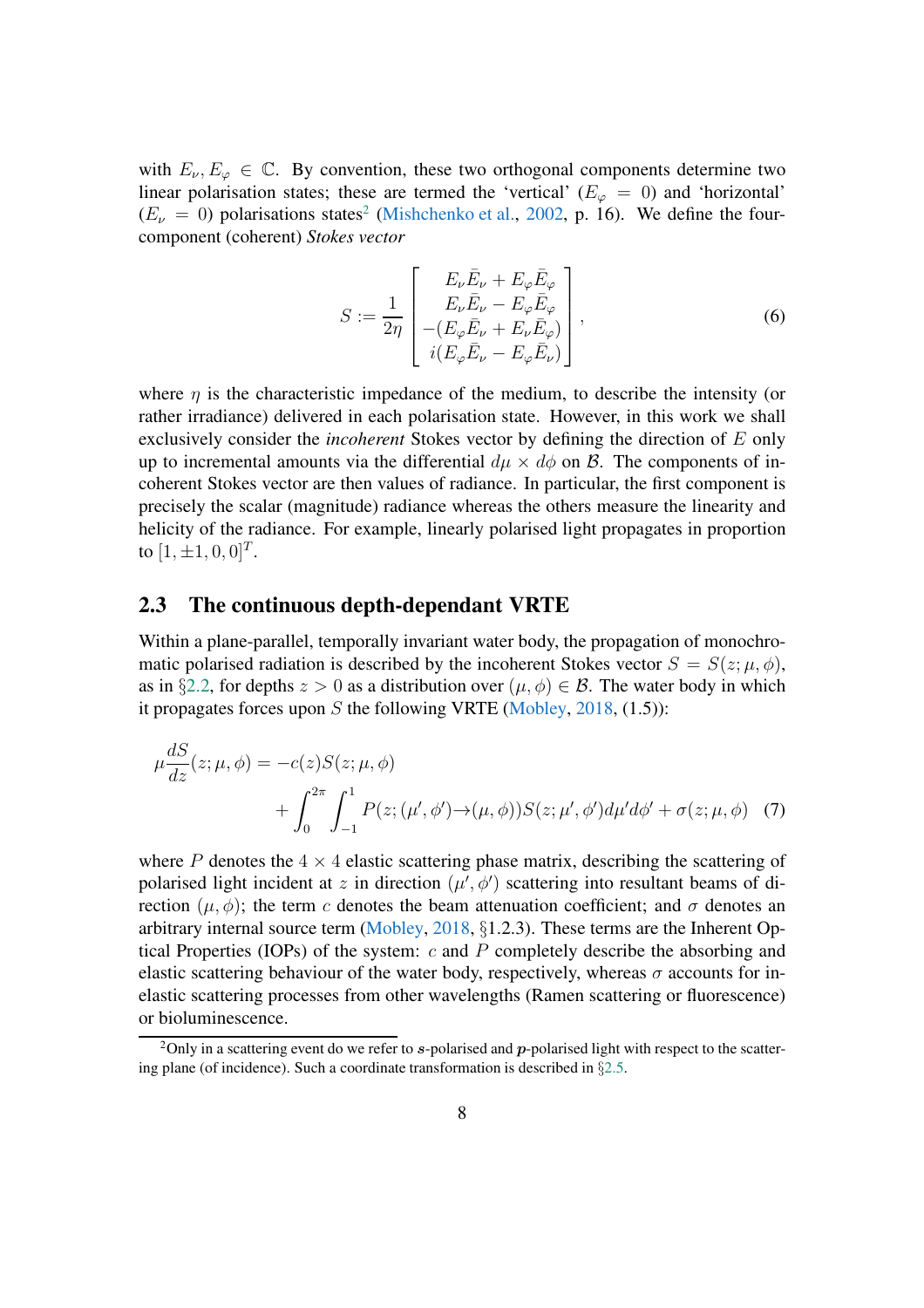with $E_\nu, E_\varphi \in \mathbb{C}$. By convention, these two orthogonal components determine two linear polarisation states; these are termed the 'vertical' ($E_\varphi = 0$) and 'horizontal' ($E_\nu = 0$) polarisations states[2] (Mishchenko et al., 2002, p. 16). We define the four-component (coherent) *Stokes vector*

$$S := \frac{1}{2\eta} \begin{bmatrix} E_\nu \bar{E}_\nu + E_\varphi \bar{E}_\varphi \\ E_\nu \bar{E}_\nu - E_\varphi \bar{E}_\varphi \\ -(E_\varphi \bar{E}_\nu + E_\nu \bar{E}_\varphi) \\ i(E_\varphi \bar{E}_\nu - E_\varphi \bar{E}_\nu) \end{bmatrix}, \tag{6}$$

where $\eta$ is the characteristic impedance of the medium, to describe the intensity (or rather irradiance) delivered in each polarisation state. However, in this work we shall exclusively consider the *incoherent* Stokes vector by defining the direction of $E$ only up to incremental amounts via the differential $d\mu \times d\phi$ on $\mathcal{B}$. The components of incoherent Stokes vector are then values of radiance. In particular, the first component is precisely the scalar (magnitude) radiance whereas the others measure the linearity and helicity of the radiance. For example, linearly polarised light propagates in proportion to $[1, \pm 1, 0, 0]^T$.

## 2.3 The continuous depth-dependant VRTE

Within a plane-parallel, temporally invariant water body, the propagation of monochromatic polarised radiation is described by the incoherent Stokes vector $S = S(z; \mu, \phi)$, as in §2.2, for depths $z > 0$ as a distribution over $(\mu, \phi) \in \mathcal{B}$. The water body in which it propagates forces upon $S$ the following VRTE (Mobley, 2018, (1.5)):

$$\mu \frac{dS}{dz}(z; \mu, \phi) = -c(z) S(z; \mu, \phi) + \int_0^{2\pi} \int_{-1}^{1} P(z; (\mu', \phi') \to (\mu, \phi)) S(z; \mu', \phi') d\mu' d\phi' + \sigma(z; \mu, \phi) \tag{7}$$

where $P$ denotes the $4 \times 4$ elastic scattering phase matrix, describing the scattering of polarised light incident at $z$ in direction $(\mu', \phi')$ scattering into resultant beams of direction $(\mu, \phi)$; the term $c$ denotes the beam attenuation coefficient; and $\sigma$ denotes an arbitrary internal source term (Mobley, 2018, §1.2.3). These terms are the Inherent Optical Properties (IOPs) of the system: $c$ and $P$ completely describe the absorbing and elastic scattering behaviour of the water body, respectively, whereas $\sigma$ accounts for inelastic scattering processes from other wavelengths (Ramen scattering or fluorescence) or bioluminescence.

[2] Only in a scattering event do we refer to $\boldsymbol{s}$-polarised and $\boldsymbol{p}$-polarised light with respect to the scattering plane (of incidence). Such a coordinate transformation is described in §2.5.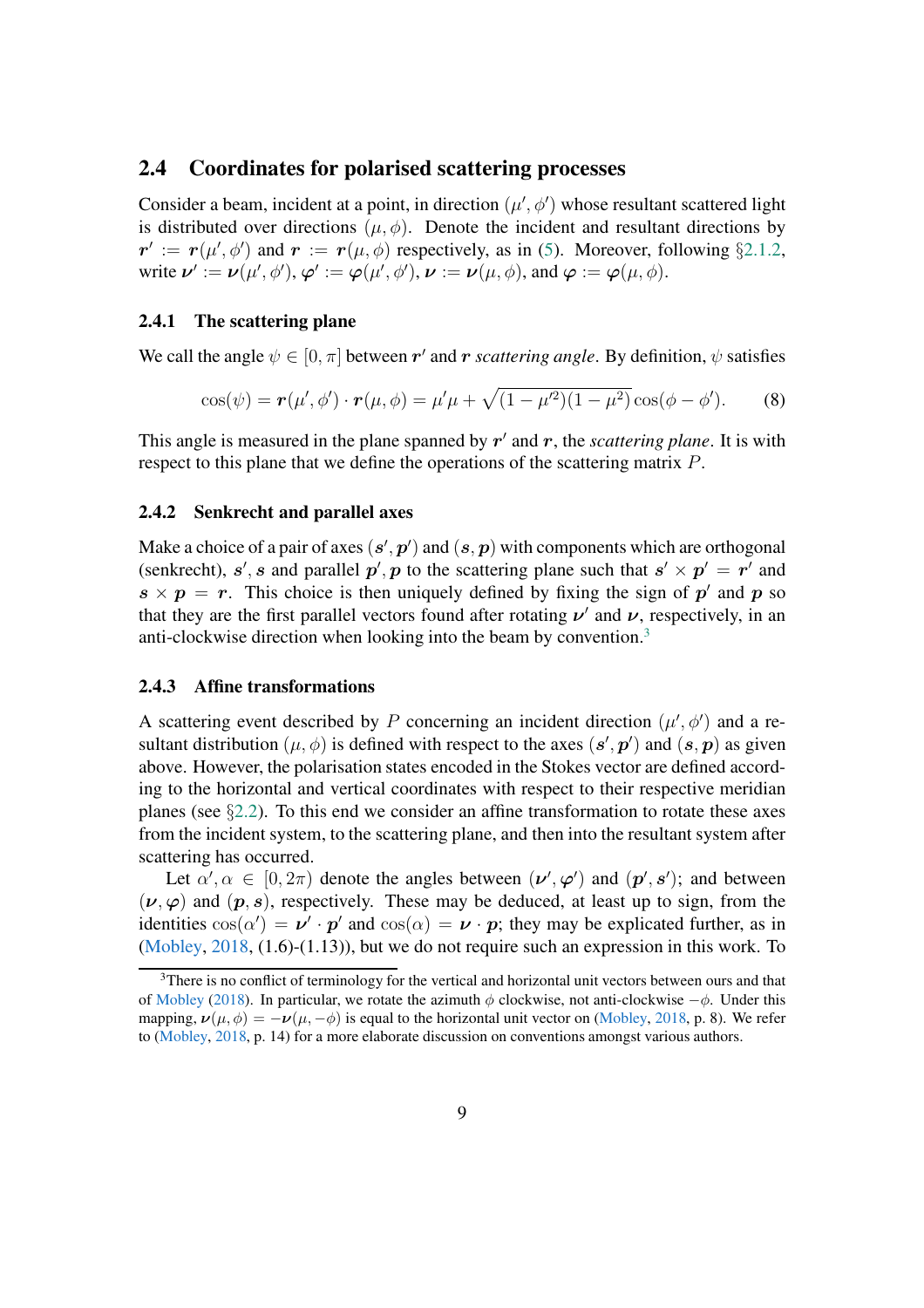## 2.4 Coordinates for polarised scattering processes

Consider a beam, incident at a point, in direction $(\mu', \phi')$ whose resultant scattered light is distributed over directions $(\mu, \phi)$. Denote the incident and resultant directions by $\boldsymbol{r}' := \boldsymbol{r}(\mu', \phi')$ and $\boldsymbol{r} := \boldsymbol{r}(\mu, \phi)$ respectively, as in (5). Moreover, following §2.1.2, write $\boldsymbol{\nu}' := \boldsymbol{\nu}(\mu', \phi')$, $\boldsymbol{\varphi}' := \boldsymbol{\varphi}(\mu', \phi')$, $\boldsymbol{\nu} := \boldsymbol{\nu}(\mu, \phi)$, and $\boldsymbol{\varphi} := \boldsymbol{\varphi}(\mu, \phi)$.

### 2.4.1 The scattering plane

We call the angle $\psi \in [0, \pi]$ between $\boldsymbol{r}'$ and $\boldsymbol{r}$ *scattering angle*. By definition, $\psi$ satisfies

$$\cos(\psi) = \boldsymbol{r}(\mu', \phi') \cdot \boldsymbol{r}(\mu, \phi) = \mu'\mu + \sqrt{(1 - \mu'^2)(1 - \mu^2)} \cos(\phi - \phi'). \tag{8}$$

This angle is measured in the plane spanned by $\boldsymbol{r}'$ and $\boldsymbol{r}$, the *scattering plane*. It is with respect to this plane that we define the operations of the scattering matrix $P$.

### 2.4.2 Senkrecht and parallel axes

Make a choice of a pair of axes $(\boldsymbol{s}', \boldsymbol{p}')$ and $(\boldsymbol{s}, \boldsymbol{p})$ with components which are orthogonal (senkrecht), $\boldsymbol{s}', \boldsymbol{s}$ and parallel $\boldsymbol{p}', \boldsymbol{p}$ to the scattering plane such that $\boldsymbol{s}' \times \boldsymbol{p}' = \boldsymbol{r}'$ and $\boldsymbol{s} \times \boldsymbol{p} = \boldsymbol{r}$. This choice is then uniquely defined by fixing the sign of $\boldsymbol{p}'$ and $\boldsymbol{p}$ so that they are the first parallel vectors found after rotating $\boldsymbol{\nu}'$ and $\boldsymbol{\nu}$, respectively, in an anti-clockwise direction when looking into the beam by convention.[3]

### 2.4.3 Affine transformations

A scattering event described by $P$ concerning an incident direction $(\mu', \phi')$ and a resultant distribution $(\mu, \phi)$ is defined with respect to the axes $(\boldsymbol{s}', \boldsymbol{p}')$ and $(\boldsymbol{s}, \boldsymbol{p})$ as given above. However, the polarisation states encoded in the Stokes vector are defined according to the horizontal and vertical coordinates with respect to their respective meridian planes (see §2.2). To this end we consider an affine transformation to rotate these axes from the incident system, to the scattering plane, and then into the resultant system after scattering has occurred.

Let $\alpha', \alpha \in [0, 2\pi)$ denote the angles between $(\boldsymbol{\nu}', \boldsymbol{\varphi}')$ and $(\boldsymbol{p}', \boldsymbol{s}')$; and between $(\boldsymbol{\nu}, \boldsymbol{\varphi})$ and $(\boldsymbol{p}, \boldsymbol{s})$, respectively. These may be deduced, at least up to sign, from the identities $\cos(\alpha') = \boldsymbol{\nu}' \cdot \boldsymbol{p}'$ and $\cos(\alpha) = \boldsymbol{\nu} \cdot \boldsymbol{p}$; they may be explicated further, as in (Mobley, 2018, (1.6)-(1.13)), but we do not require such an expression in this work. To

[3] There is no conflict of terminology for the vertical and horizontal unit vectors between ours and that of Mobley (2018). In particular, we rotate the azimuth $\phi$ clockwise, not anti-clockwise $-\phi$. Under this mapping, $\boldsymbol{\nu}(\mu, \phi) = -\boldsymbol{\nu}(\mu, -\phi)$ is equal to the horizontal unit vector on (Mobley, 2018, p. 8). We refer to (Mobley, 2018, p. 14) for a more elaborate discussion on conventions amongst various authors.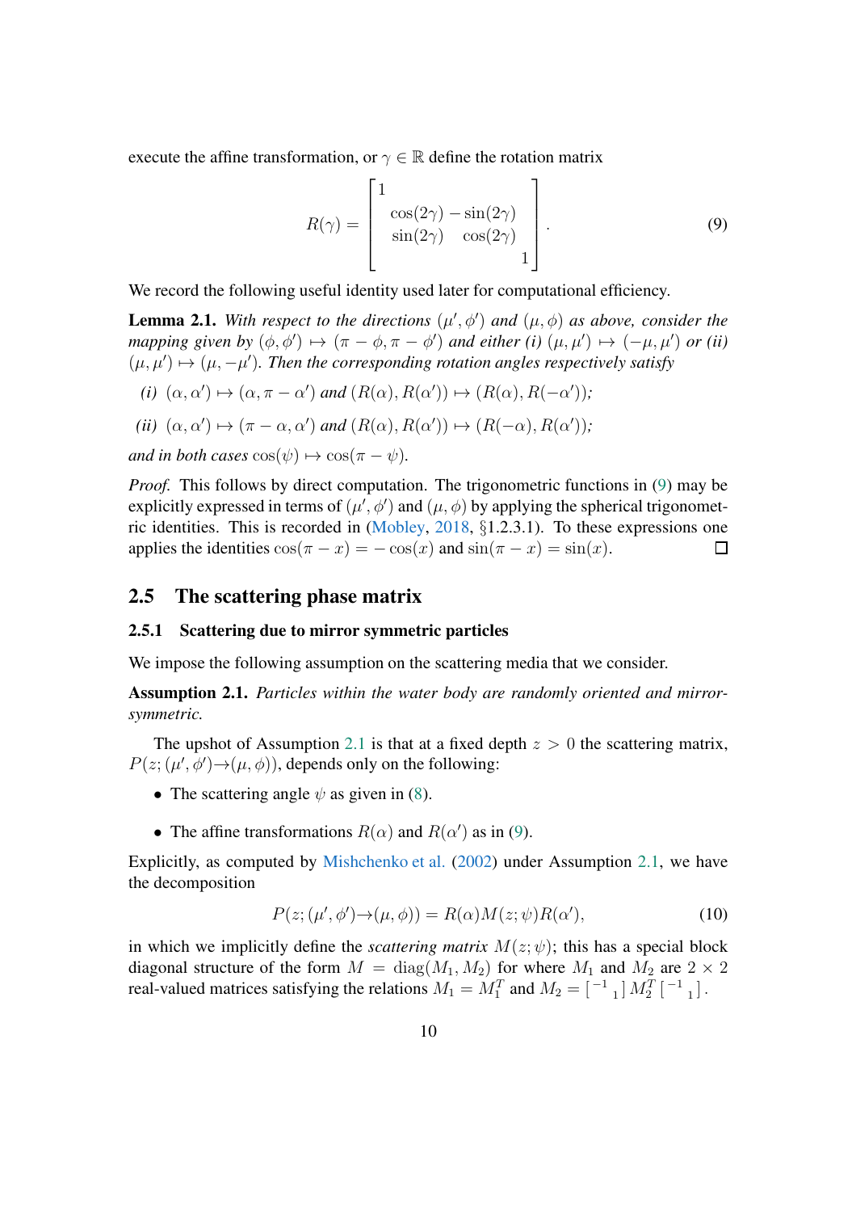execute the affine transformation, or $\gamma \in \mathbb{R}$ define the rotation matrix

$$R(\gamma) = \begin{bmatrix} 1 & & & \\ & \cos(2\gamma) & -\sin(2\gamma) & \\ & \sin(2\gamma) & \cos(2\gamma) & \\ & & & 1 \end{bmatrix}. \tag{9}$$

We record the following useful identity used later for computational efficiency.

**Lemma 2.1.** *With respect to the directions $(\mu', \phi')$ and $(\mu, \phi)$ as above, consider the mapping given by $(\phi, \phi') \mapsto (\pi - \phi, \pi - \phi')$ and either (i) $(\mu, \mu') \mapsto (-\mu, \mu')$ or (ii) $(\mu, \mu') \mapsto (\mu, -\mu')$. Then the corresponding rotation angles respectively satisfy*

*(i) $(\alpha, \alpha') \mapsto (\alpha, \pi - \alpha')$ and $(R(\alpha), R(\alpha')) \mapsto (R(\alpha), R(-\alpha'))$;*

*(ii) $(\alpha, \alpha') \mapsto (\pi - \alpha, \alpha')$ and $(R(\alpha), R(\alpha')) \mapsto (R(-\alpha), R(\alpha'))$;*

*and in both cases $\cos(\psi) \mapsto \cos(\pi - \psi)$.*

*Proof.* This follows by direct computation. The trigonometric functions in (9) may be explicitly expressed in terms of $(\mu', \phi')$ and $(\mu, \phi)$ by applying the spherical trigonometric identities. This is recorded in (Mobley, 2018, §1.2.3.1). To these expressions one applies the identities $\cos(\pi - x) = -\cos(x)$ and $\sin(\pi - x) = \sin(x)$. □

## 2.5 The scattering phase matrix

### 2.5.1 Scattering due to mirror symmetric particles

We impose the following assumption on the scattering media that we consider.

**Assumption 2.1.** *Particles within the water body are randomly oriented and mirror-symmetric.*

The upshot of Assumption 2.1 is that at a fixed depth $z > 0$ the scattering matrix, $P(z; (\mu', \phi') \to (\mu, \phi))$, depends only on the following:

- The scattering angle $\psi$ as given in (8).
- The affine transformations $R(\alpha)$ and $R(\alpha')$ as in (9).

Explicitly, as computed by Mishchenko et al. (2002) under Assumption 2.1, we have the decomposition

$$P(z; (\mu', \phi') \to (\mu, \phi)) = R(\alpha) M(z; \psi) R(\alpha'), \tag{10}$$

in which we implicitly define the *scattering matrix* $M(z; \psi)$; this has a special block diagonal structure of the form $M = \mathrm{diag}(M_1, M_2)$ for where $M_1$ and $M_2$ are $2 \times 2$ real-valued matrices satisfying the relations $M_1 = M_1^T$ and $M_2 = \left[\begin{smallmatrix} -1 & \\ & 1 \end{smallmatrix}\right] M_2^T \left[\begin{smallmatrix} -1 & \\ & 1 \end{smallmatrix}\right]$.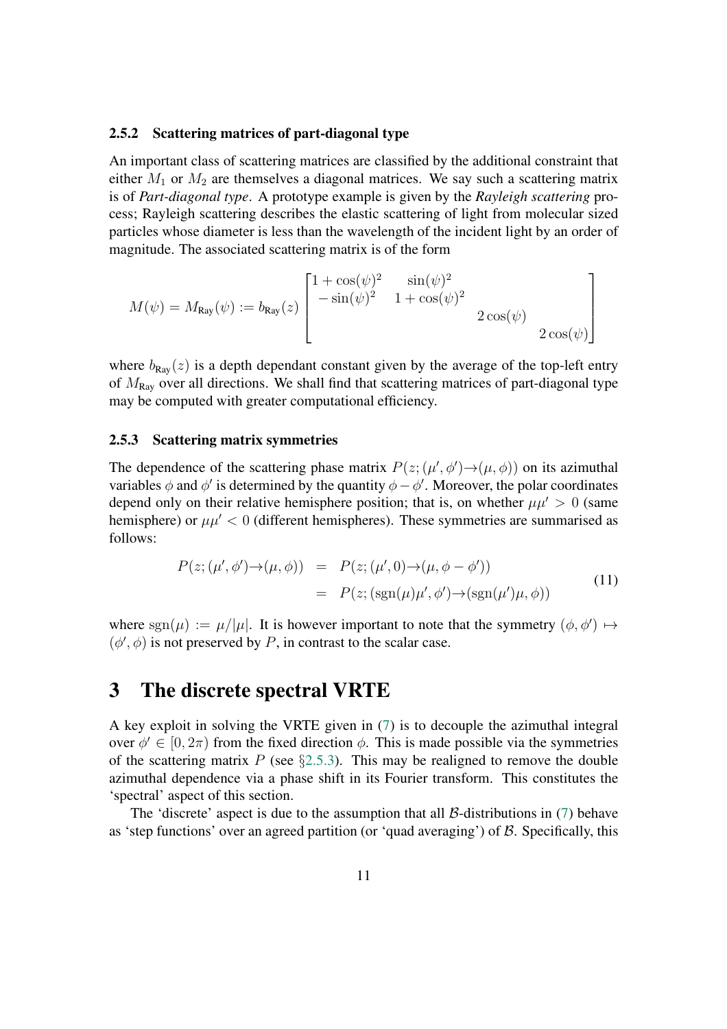### 2.5.2 Scattering matrices of part-diagonal type

An important class of scattering matrices are classified by the additional constraint that either $M_1$ or $M_2$ are themselves a diagonal matrices. We say such a scattering matrix is of *Part-diagonal type*. A prototype example is given by the *Rayleigh scattering* process; Rayleigh scattering describes the elastic scattering of light from molecular sized particles whose diameter is less than the wavelength of the incident light by an order of magnitude. The associated scattering matrix is of the form

$$M(\psi) = M_{\mathrm{Ray}}(\psi) := b_{\mathrm{Ray}}(z) \begin{bmatrix} 1+\cos(\psi)^2 & \sin(\psi)^2 & & \\ -\sin(\psi)^2 & 1+\cos(\psi)^2 & & \\ & & 2\cos(\psi) & \\ & & & 2\cos(\psi) \end{bmatrix}$$

where $b_{\mathrm{Ray}}(z)$ is a depth dependant constant given by the average of the top-left entry of $M_{\mathrm{Ray}}$ over all directions. We shall find that scattering matrices of part-diagonal type may be computed with greater computational efficiency.

### 2.5.3 Scattering matrix symmetries

The dependence of the scattering phase matrix $P(z;(\mu',\phi')\to(\mu,\phi))$ on its azimuthal variables $\phi$ and $\phi'$ is determined by the quantity $\phi-\phi'$. Moreover, the polar coordinates depend only on their relative hemisphere position; that is, on whether $\mu\mu' > 0$ (same hemisphere) or $\mu\mu' < 0$ (different hemispheres). These symmetries are summarised as follows:

$$\begin{aligned} P(z;(\mu',\phi')\to(\mu,\phi)) &= P(z;(\mu',0)\to(\mu,\phi-\phi')) \\ &= P(z;(\mathrm{sgn}(\mu)\mu',\phi')\to(\mathrm{sgn}(\mu')\mu,\phi)) \end{aligned} \tag{11}$$

where $\mathrm{sgn}(\mu) := \mu/|\mu|$. It is however important to note that the symmetry $(\phi,\phi') \mapsto (\phi',\phi)$ is not preserved by $P$, in contrast to the scalar case.

# 3 The discrete spectral VRTE

A key exploit in solving the VRTE given in (7) is to decouple the azimuthal integral over $\phi' \in [0, 2\pi)$ from the fixed direction $\phi$. This is made possible via the symmetries of the scattering matrix $P$ (see §2.5.3). This may be realigned to remove the double azimuthal dependence via a phase shift in its Fourier transform. This constitutes the 'spectral' aspect of this section.

The 'discrete' aspect is due to the assumption that all $\mathcal{B}$-distributions in (7) behave as 'step functions' over an agreed partition (or 'quad averaging') of $\mathcal{B}$. Specifically, this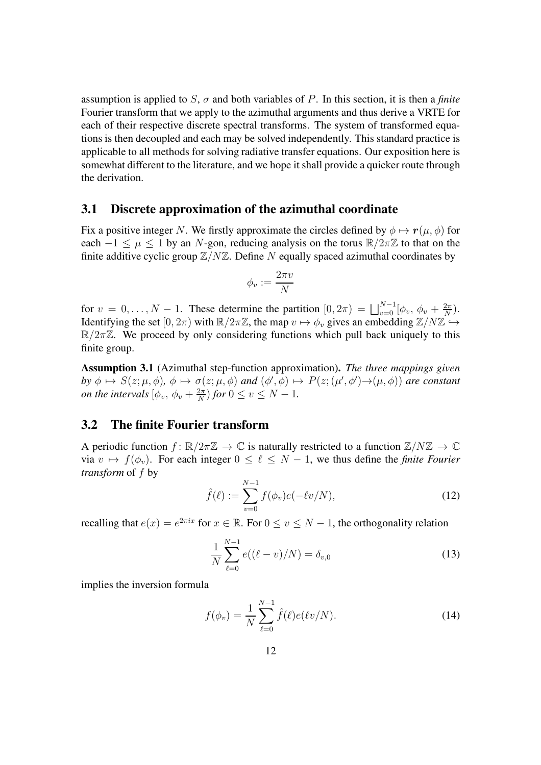assumption is applied to $S$, $\sigma$ and both variables of $P$. In this section, it is then a *finite* Fourier transform that we apply to the azimuthal arguments and thus derive a VRTE for each of their respective discrete spectral transforms. The system of transformed equations is then decoupled and each may be solved independently. This standard practice is applicable to all methods for solving radiative transfer equations. Our exposition here is somewhat different to the literature, and we hope it shall provide a quicker route through the derivation.

### 3.1 Discrete approximation of the azimuthal coordinate

Fix a positive integer $N$. We firstly approximate the circles defined by $\phi \mapsto \boldsymbol{r}(\mu, \phi)$ for each $-1 \leq \mu \leq 1$ by an $N$-gon, reducing analysis on the torus $\mathbb{R}/2\pi\mathbb{Z}$ to that on the finite additive cyclic group $\mathbb{Z}/N\mathbb{Z}$. Define $N$ equally spaced azimuthal coordinates by

$$\phi_v := \frac{2\pi v}{N}$$

for $v = 0, \ldots, N-1$. These determine the partition $[0, 2\pi) = \bigsqcup_{v=0}^{N-1} [\phi_v,\, \phi_v + \frac{2\pi}{N})$. Identifying the set $[0, 2\pi)$ with $\mathbb{R}/2\pi\mathbb{Z}$, the map $v \mapsto \phi_v$ gives an embedding $\mathbb{Z}/N\mathbb{Z} \hookrightarrow \mathbb{R}/2\pi\mathbb{Z}$. We proceed by only considering functions which pull back uniquely to this finite group.

**Assumption 3.1** (Azimuthal step-function approximation)**.** *The three mappings given by $\phi \mapsto S(z; \mu, \phi)$, $\phi \mapsto \sigma(z; \mu, \phi)$ and $(\phi', \phi) \mapsto P(z; (\mu', \phi') \to (\mu, \phi))$ are constant on the intervals $[\phi_v,\, \phi_v + \frac{2\pi}{N})$ for $0 \leq v \leq N-1$.*

### 3.2 The finite Fourier transform

A periodic function $f\colon \mathbb{R}/2\pi\mathbb{Z} \to \mathbb{C}$ is naturally restricted to a function $\mathbb{Z}/N\mathbb{Z} \to \mathbb{C}$ via $v \mapsto f(\phi_v)$. For each integer $0 \leq \ell \leq N-1$, we thus define the *finite Fourier transform* of $f$ by

$$\hat{f}(\ell) := \sum_{v=0}^{N-1} f(\phi_v) e(-\ell v/N), \tag{12}$$

recalling that $e(x) = e^{2\pi i x}$ for $x \in \mathbb{R}$. For $0 \leq v \leq N-1$, the orthogonality relation

$$\frac{1}{N} \sum_{\ell=0}^{N-1} e((\ell - v)/N) = \delta_{v,0} \tag{13}$$

implies the inversion formula

$$f(\phi_v) = \frac{1}{N} \sum_{\ell=0}^{N-1} \hat{f}(\ell) e(\ell v/N). \tag{14}$$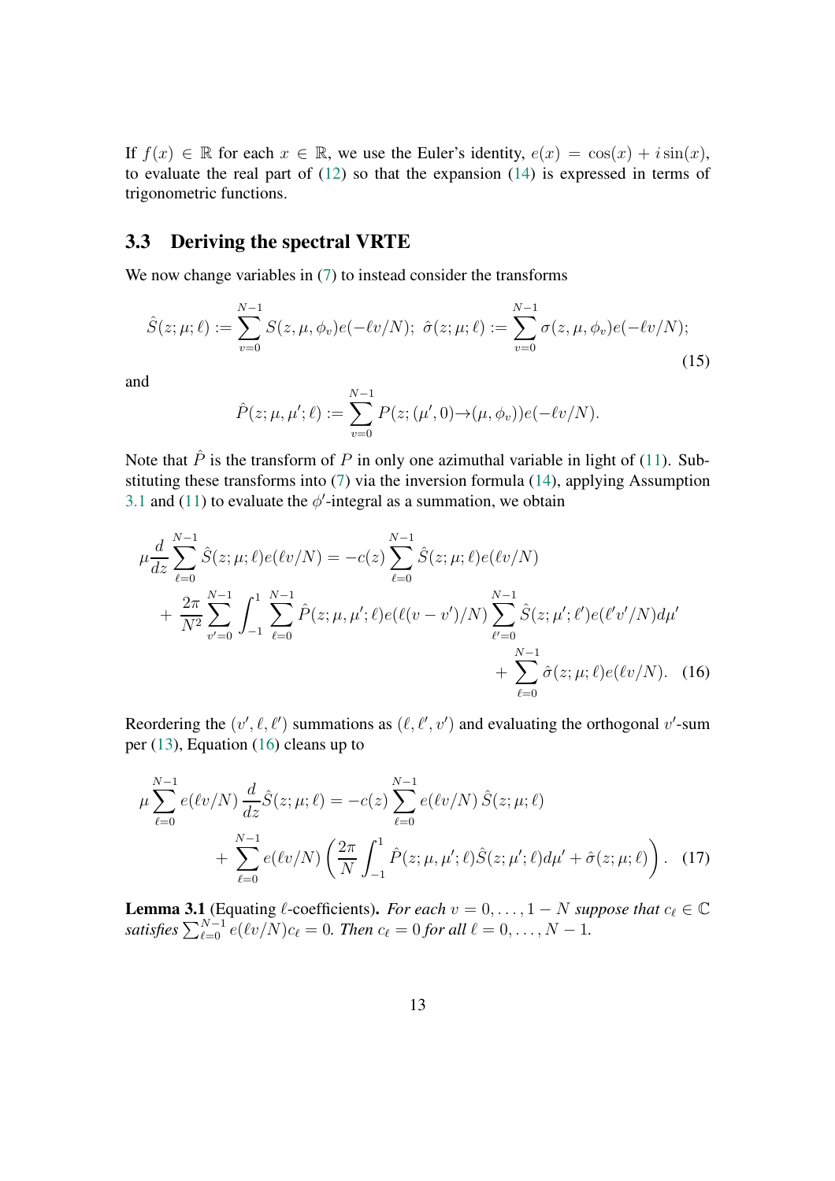If $f(x) \in \mathbb{R}$ for each $x \in \mathbb{R}$, we use the Euler's identity, $e(x) = \cos(x) + i\sin(x)$, to evaluate the real part of (12) so that the expansion (14) is expressed in terms of trigonometric functions.

### 3.3 Deriving the spectral VRTE

We now change variables in (7) to instead consider the transforms

$$\hat{S}(z;\mu;\ell) := \sum_{v=0}^{N-1} S(z,\mu,\phi_v)e(-\ell v/N);\ \hat{\sigma}(z;\mu;\ell) := \sum_{v=0}^{N-1} \sigma(z,\mu,\phi_v)e(-\ell v/N); \tag{15}$$

and

$$\hat{P}(z;\mu,\mu';\ell) := \sum_{v=0}^{N-1} P(z;(\mu',0)\rightarrow(\mu,\phi_v))e(-\ell v/N).$$

Note that $\hat{P}$ is the transform of $P$ in only one azimuthal variable in light of (11). Substituting these transforms into (7) via the inversion formula (14), applying Assumption 3.1 and (11) to evaluate the $\phi'$-integral as a summation, we obtain

$$\begin{aligned}\mu\frac{d}{dz}\sum_{\ell=0}^{N-1}\hat{S}(z;\mu;\ell)e(\ell v/N) &= -c(z)\sum_{\ell=0}^{N-1}\hat{S}(z;\mu;\ell)e(\ell v/N)\\ &+\frac{2\pi}{N^2}\sum_{v'=0}^{N-1}\int_{-1}^{1}\sum_{\ell=0}^{N-1}\hat{P}(z;\mu,\mu';\ell)e(\ell(v-v')/N)\sum_{\ell'=0}^{N-1}\hat{S}(z;\mu';\ell')e(\ell'v'/N)d\mu'\\ &+\sum_{\ell=0}^{N-1}\hat{\sigma}(z;\mu;\ell)e(\ell v/N).\end{aligned} \tag{16}$$

Reordering the $(v',\ell,\ell')$ summations as $(\ell,\ell',v')$ and evaluating the orthogonal $v'$-sum per (13), Equation (16) cleans up to

$$\begin{aligned}\mu\sum_{\ell=0}^{N-1}e(\ell v/N)\frac{d}{dz}\hat{S}(z;\mu;\ell) &= -c(z)\sum_{\ell=0}^{N-1}e(\ell v/N)\,\hat{S}(z;\mu;\ell)\\ &+\sum_{\ell=0}^{N-1}e(\ell v/N)\left(\frac{2\pi}{N}\int_{-1}^{1}\hat{P}(z;\mu,\mu';\ell)\hat{S}(z;\mu';\ell)d\mu'+\hat{\sigma}(z;\mu;\ell)\right).\end{aligned} \tag{17}$$

**Lemma 3.1** (Equating $\ell$-coefficients). *For each $v = 0,\ldots,1-N$ suppose that $c_\ell \in \mathbb{C}$ satisfies $\sum_{\ell=0}^{N-1} e(\ell v/N)c_\ell = 0$. Then $c_\ell = 0$ for all $\ell = 0,\ldots,N-1$.*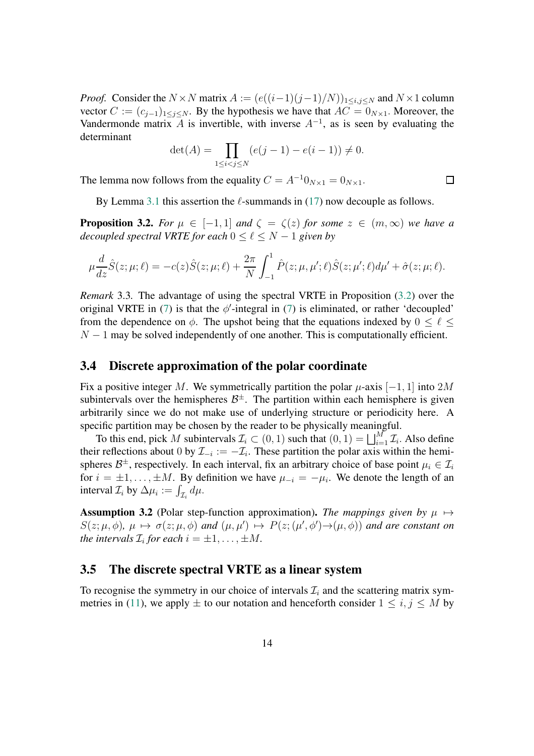*Proof.* Consider the $N \times N$ matrix $A := (e((i-1)(j-1)/N))_{1\le i,j\le N}$ and $N \times 1$ column vector $C := (c_{j-1})_{1\le j\le N}$. By the hypothesis we have that $AC = 0_{N\times 1}$. Moreover, the Vandermonde matrix $A$ is invertible, with inverse $A^{-1}$, as is seen by evaluating the determinant

$$\det(A) = \prod_{1\le i<j\le N} (e(j-1) - e(i-1)) \neq 0.$$

The lemma now follows from the equality $C = A^{-1}0_{N\times 1} = 0_{N\times 1}$. □

By Lemma 3.1 this assertion the $\ell$-summands in (17) now decouple as follows.

**Proposition 3.2.** *For $\mu \in [-1, 1]$ and $\zeta = \zeta(z)$ for some $z \in (m, \infty)$ we have a decoupled spectral VRTE for each $0 \le \ell \le N-1$ given by*

$$\mu \frac{d}{dz}\hat{S}(z;\mu;\ell) = -c(z)\hat{S}(z;\mu;\ell) + \frac{2\pi}{N}\int_{-1}^{1} \hat{P}(z;\mu,\mu';\ell)\hat{S}(z;\mu';\ell)d\mu' + \hat{\sigma}(z;\mu;\ell).$$

*Remark* 3.3. The advantage of using the spectral VRTE in Proposition (3.2) over the original VRTE in (7) is that the $\phi'$-integral in (7) is eliminated, or rather 'decoupled' from the dependence on $\phi$. The upshot being that the equations indexed by $0 \le \ell \le N-1$ may be solved independently of one another. This is computationally efficient.

## 3.4 Discrete approximation of the polar coordinate

Fix a positive integer $M$. We symmetrically partition the polar $\mu$-axis $[-1, 1]$ into $2M$ subintervals over the hemispheres $\mathcal{B}^{\pm}$. The partition within each hemisphere is given arbitrarily since we do not make use of underlying structure or periodicity here. A specific partition may be chosen by the reader to be physically meaningful.

To this end, pick $M$ subintervals $\mathcal{I}_i \subset (0, 1)$ such that $(0, 1) = \bigsqcup_{i=1}^{M} \mathcal{I}_i$. Also define their reflections about $0$ by $\mathcal{I}_{-i} := -\mathcal{I}_i$. These partition the polar axis within the hemispheres $\mathcal{B}^{\pm}$, respectively. In each interval, fix an arbitrary choice of base point $\mu_i \in \mathcal{I}_i$ for $i = \pm 1, \ldots, \pm M$. By definition we have $\mu_{-i} = -\mu_i$. We denote the length of an interval $\mathcal{I}_i$ by $\Delta\mu_i := \int_{\mathcal{I}_i} d\mu$.

**Assumption 3.2** (Polar step-function approximation)**.** *The mappings given by $\mu \mapsto S(z;\mu,\phi)$, $\mu \mapsto \sigma(z;\mu,\phi)$ and $(\mu,\mu') \mapsto P(z;(\mu',\phi')\to(\mu,\phi))$ and are constant on the intervals $\mathcal{I}_i$ for each $i = \pm 1, \ldots, \pm M$.*

## 3.5 The discrete spectral VRTE as a linear system

To recognise the symmetry in our choice of intervals $\mathcal{I}_i$ and the scattering matrix symmetries in (11), we apply $\pm$ to our notation and henceforth consider $1 \le i, j \le M$ by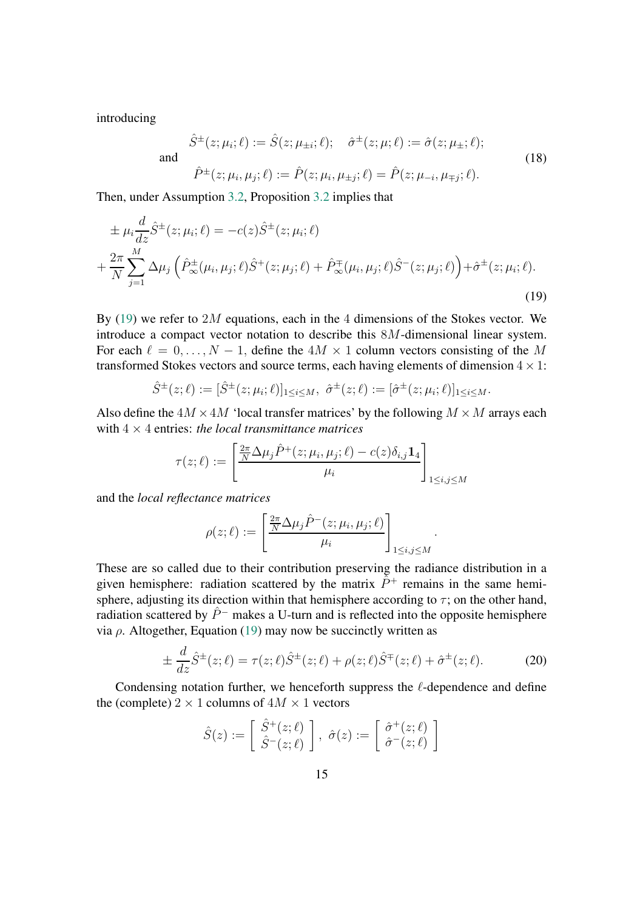introducing

$$
\begin{aligned}
&\hat{S}^{\pm}(z;\mu_i;\ell) := \hat{S}(z;\mu_{\pm i};\ell); \quad \hat{\sigma}^{\pm}(z;\mu;\ell) := \hat{\sigma}(z;\mu_{\pm};\ell); \\
\text{and} \quad & \\
&\hat{P}^{\pm}(z;\mu_i,\mu_j;\ell) := \hat{P}(z;\mu_i,\mu_{\pm j};\ell) = \hat{P}(z;\mu_{-i},\mu_{\mp j};\ell).
\end{aligned} \tag{18}
$$

Then, under Assumption 3.2, Proposition 3.2 implies that

$$
\begin{aligned}
&\pm \mu_i \frac{d}{dz}\hat{S}^{\pm}(z;\mu_i;\ell) = -c(z)\hat{S}^{\pm}(z;\mu_i;\ell) \\
&+ \frac{2\pi}{N}\sum_{j=1}^{M}\Delta\mu_j\left(\hat{P}^{\pm}_{\infty}(\mu_i,\mu_j;\ell)\hat{S}^{+}(z;\mu_j;\ell) + \hat{P}^{\mp}_{\infty}(\mu_i,\mu_j;\ell)\hat{S}^{-}(z;\mu_j;\ell)\right) + \hat{\sigma}^{\pm}(z;\mu_i;\ell).
\end{aligned} \tag{19}
$$

By (19) we refer to $2M$ equations, each in the $4$ dimensions of the Stokes vector. We introduce a compact vector notation to describe this $8M$-dimensional linear system. For each $\ell = 0,\ldots,N-1$, define the $4M \times 1$ column vectors consisting of the $M$ transformed Stokes vectors and source terms, each having elements of dimension $4 \times 1$:

$$
\hat{S}^{\pm}(z;\ell) := [\hat{S}^{\pm}(z;\mu_i;\ell)]_{1\le i\le M}, \;\; \hat{\sigma}^{\pm}(z;\ell) := [\hat{\sigma}^{\pm}(z;\mu_i;\ell)]_{1\le i\le M}.
$$

Also define the $4M \times 4M$ 'local transfer matrices' by the following $M \times M$ arrays each with $4 \times 4$ entries: *the local transmittance matrices*

$$
\tau(z;\ell) := \left[\frac{\frac{2\pi}{N}\Delta\mu_j \hat{P}^{+}(z;\mu_i,\mu_j;\ell) - c(z)\delta_{i,j}\mathbf{1}_4}{\mu_i}\right]_{1\le i,j\le M}
$$

and the *local reflectance matrices*

$$
\rho(z;\ell) := \left[\frac{\frac{2\pi}{N}\Delta\mu_j \hat{P}^{-}(z;\mu_i,\mu_j;\ell)}{\mu_i}\right]_{1\le i,j\le M}.
$$

These are so called due to their contribution preserving the radiance distribution in a given hemisphere: radiation scattered by the matrix $\hat{P}^{+}$ remains in the same hemisphere, adjusting its direction within that hemisphere according to $\tau$; on the other hand, radiation scattered by $\hat{P}^{-}$ makes a U-turn and is reflected into the opposite hemisphere via $\rho$. Altogether, Equation (19) may now be succinctly written as

$$
\pm \frac{d}{dz}\hat{S}^{\pm}(z;\ell) = \tau(z;\ell)\hat{S}^{\pm}(z;\ell) + \rho(z;\ell)\hat{S}^{\mp}(z;\ell) + \hat{\sigma}^{\pm}(z;\ell). \tag{20}
$$

Condensing notation further, we henceforth suppress the $\ell$-dependence and define the (complete) $2 \times 1$ columns of $4M \times 1$ vectors

$$
\hat{S}(z) := \begin{bmatrix} \hat{S}^{+}(z;\ell) \\ \hat{S}^{-}(z;\ell) \end{bmatrix}, \; \hat{\sigma}(z) := \begin{bmatrix} \hat{\sigma}^{+}(z;\ell) \\ \hat{\sigma}^{-}(z;\ell) \end{bmatrix}
$$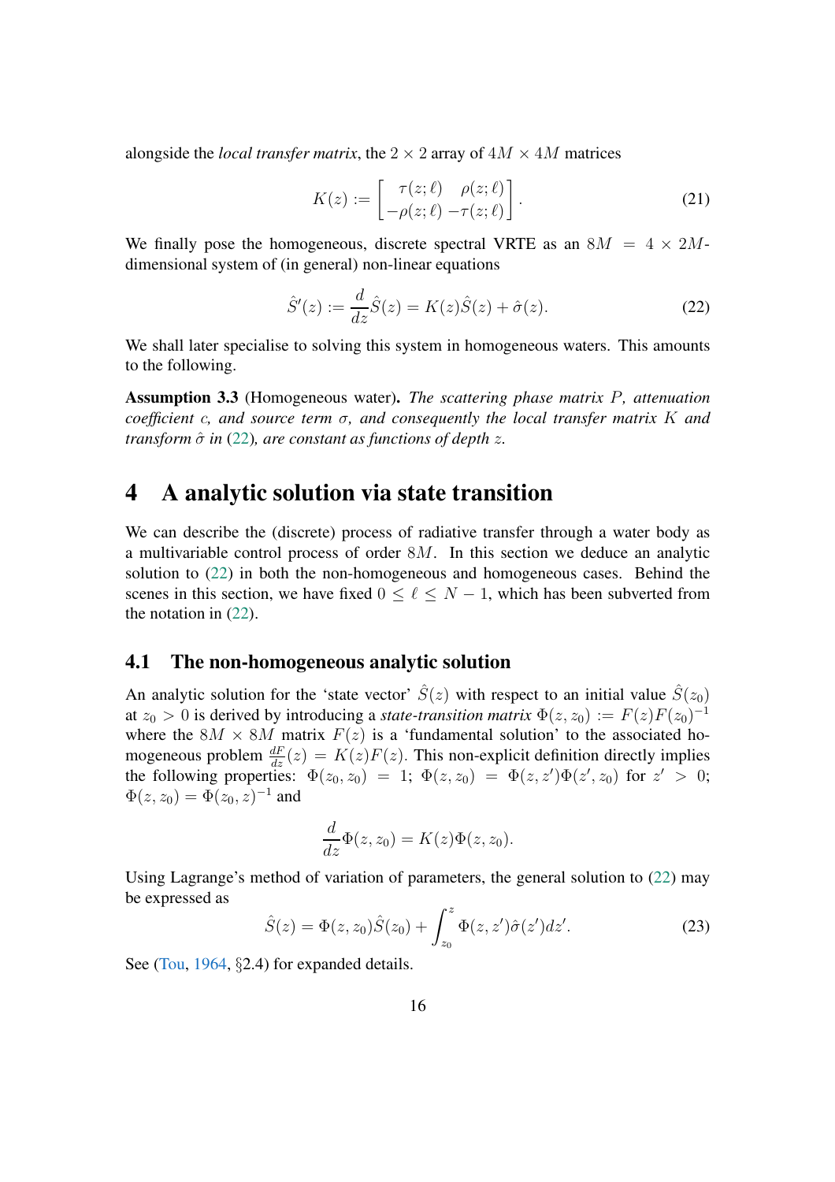alongside the *local transfer matrix*, the $2 \times 2$ array of $4M \times 4M$ matrices

$$K(z) := \begin{bmatrix} \tau(z;\ell) & \rho(z;\ell) \\ -\rho(z;\ell) & -\tau(z;\ell) \end{bmatrix}. \tag{21}$$

We finally pose the homogeneous, discrete spectral VRTE as an $8M = 4 \times 2M$-dimensional system of (in general) non-linear equations

$$\hat{S}'(z) := \frac{d}{dz}\hat{S}(z) = K(z)\hat{S}(z) + \hat{\sigma}(z). \tag{22}$$

We shall later specialise to solving this system in homogeneous waters. This amounts to the following.

**Assumption 3.3** (Homogeneous water)**.** *The scattering phase matrix $P$, attenuation coefficient $c$, and source term $\sigma$, and consequently the local transfer matrix $K$ and transform $\hat{\sigma}$ in (22), are constant as functions of depth $z$.*

# 4 A analytic solution via state transition

We can describe the (discrete) process of radiative transfer through a water body as a multivariable control process of order $8M$. In this section we deduce an analytic solution to (22) in both the non-homogeneous and homogeneous cases. Behind the scenes in this section, we have fixed $0 \leq \ell \leq N-1$, which has been subverted from the notation in (22).

## 4.1 The non-homogeneous analytic solution

An analytic solution for the 'state vector' $\hat{S}(z)$ with respect to an initial value $\hat{S}(z_0)$ at $z_0 > 0$ is derived by introducing a *state-transition matrix* $\Phi(z, z_0) := F(z)F(z_0)^{-1}$ where the $8M \times 8M$ matrix $F(z)$ is a 'fundamental solution' to the associated homogeneous problem $\frac{dF}{dz}(z) = K(z)F(z)$. This non-explicit definition directly implies the following properties: $\Phi(z_0, z_0) = 1$; $\Phi(z, z_0) = \Phi(z, z')\Phi(z', z_0)$ for $z' > 0$; $\Phi(z, z_0) = \Phi(z_0, z)^{-1}$ and

$$\frac{d}{dz}\Phi(z, z_0) = K(z)\Phi(z, z_0).$$

Using Lagrange's method of variation of parameters, the general solution to (22) may be expressed as

$$\hat{S}(z) = \Phi(z, z_0)\hat{S}(z_0) + \int_{z_0}^{z} \Phi(z, z')\hat{\sigma}(z')dz'. \tag{23}$$

See (Tou, 1964, §2.4) for expanded details.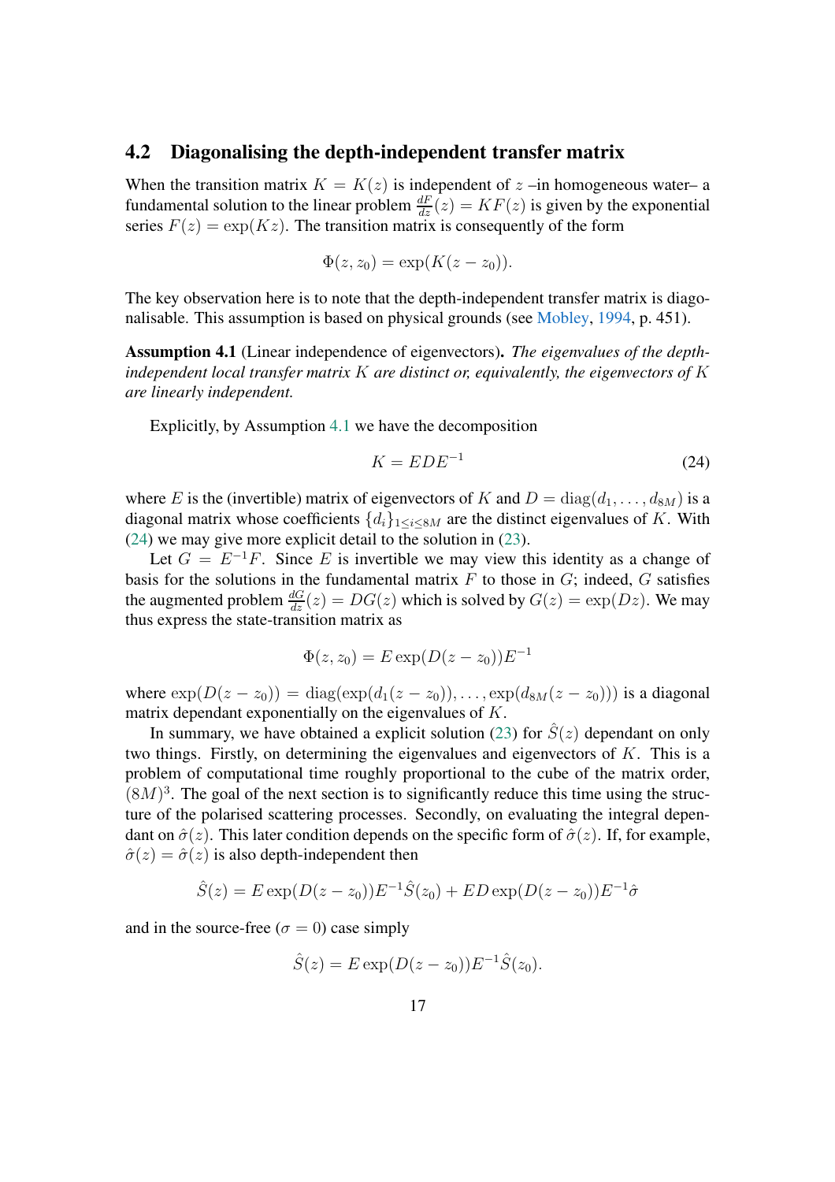## 4.2 Diagonalising the depth-independent transfer matrix

When the transition matrix $K = K(z)$ is independent of $z$ –in homogeneous water– a fundamental solution to the linear problem $\frac{dF}{dz}(z) = KF(z)$ is given by the exponential series $F(z) = \exp(Kz)$. The transition matrix is consequently of the form

$$\Phi(z, z_0) = \exp(K(z - z_0)).$$

The key observation here is to note that the depth-independent transfer matrix is diagonalisable. This assumption is based on physical grounds (see Mobley, 1994, p. 451).

**Assumption 4.1** (Linear independence of eigenvectors)**.** *The eigenvalues of the depth-independent local transfer matrix $K$ are distinct or, equivalently, the eigenvectors of $K$ are linearly independent.*

Explicitly, by Assumption 4.1 we have the decomposition

$$K = EDE^{-1} \tag{24}$$

where $E$ is the (invertible) matrix of eigenvectors of $K$ and $D = \mathrm{diag}(d_1, \ldots, d_{8M})$ is a diagonal matrix whose coefficients $\{d_i\}_{1 \leq i \leq 8M}$ are the distinct eigenvalues of $K$. With (24) we may give more explicit detail to the solution in (23).

Let $G = E^{-1}F$. Since $E$ is invertible we may view this identity as a change of basis for the solutions in the fundamental matrix $F$ to those in $G$; indeed, $G$ satisfies the augmented problem $\frac{dG}{dz}(z) = DG(z)$ which is solved by $G(z) = \exp(Dz)$. We may thus express the state-transition matrix as

$$\Phi(z, z_0) = E \exp(D(z - z_0))E^{-1}$$

where $\exp(D(z - z_0)) = \mathrm{diag}(\exp(d_1(z - z_0)), \ldots, \exp(d_{8M}(z - z_0)))$ is a diagonal matrix dependant exponentially on the eigenvalues of $K$.

In summary, we have obtained a explicit solution (23) for $\hat{S}(z)$ dependant on only two things. Firstly, on determining the eigenvalues and eigenvectors of $K$. This is a problem of computational time roughly proportional to the cube of the matrix order, $(8M)^3$. The goal of the next section is to significantly reduce this time using the structure of the polarised scattering processes. Secondly, on evaluating the integral dependant on $\hat{\sigma}(z)$. This later condition depends on the specific form of $\hat{\sigma}(z)$. If, for example, $\hat{\sigma}(z) = \hat{\sigma}(z)$ is also depth-independent then

$$\hat{S}(z) = E \exp(D(z - z_0))E^{-1}\hat{S}(z_0) + ED \exp(D(z - z_0))E^{-1}\hat{\sigma}$$

and in the source-free ($\sigma = 0$) case simply

$$\hat{S}(z) = E \exp(D(z - z_0))E^{-1}\hat{S}(z_0).$$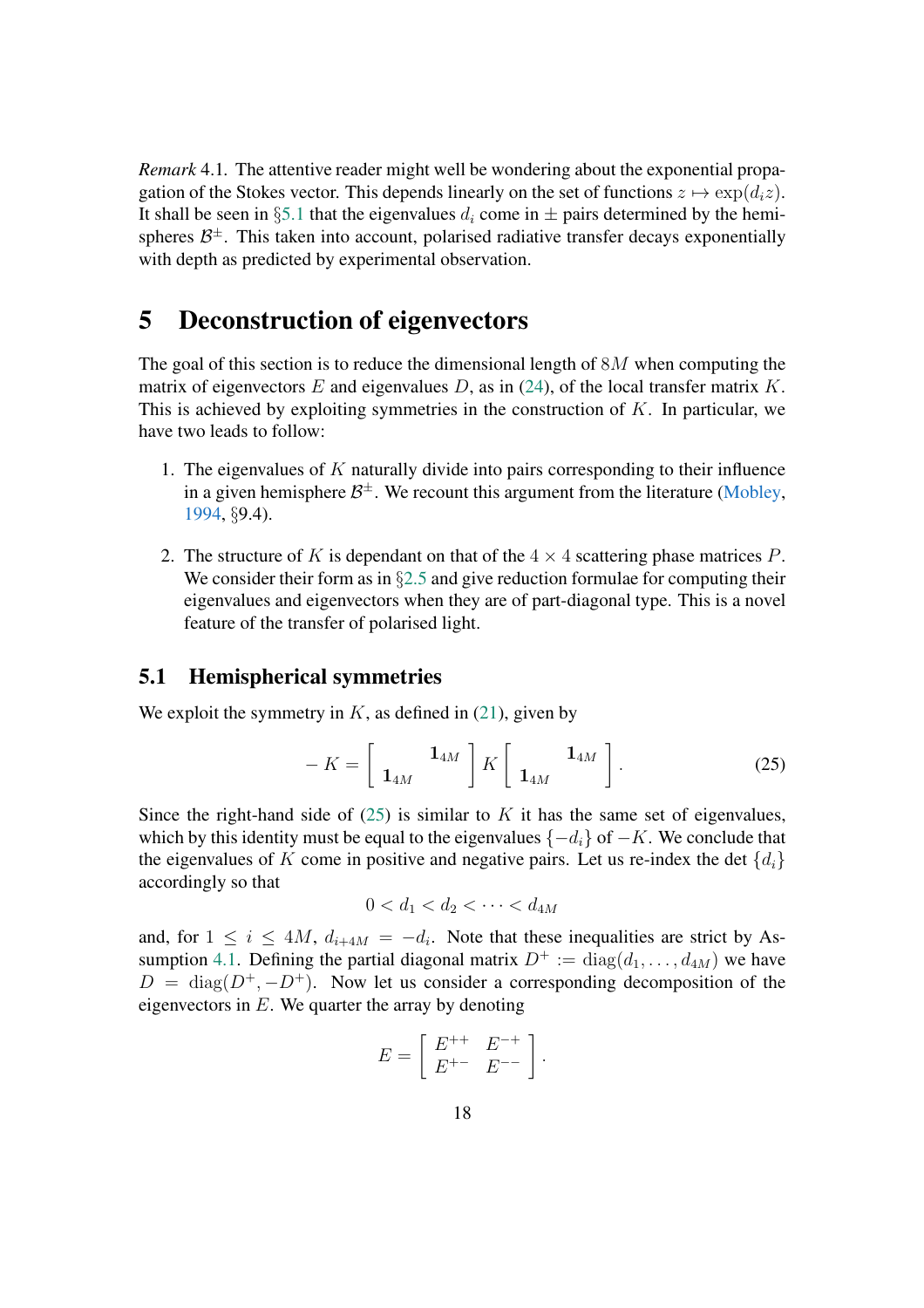*Remark* 4.1. The attentive reader might well be wondering about the exponential propagation of the Stokes vector. This depends linearly on the set of functions $z \mapsto \exp(d_i z)$. It shall be seen in §5.1 that the eigenvalues $d_i$ come in $\pm$ pairs determined by the hemispheres $\mathcal{B}^{\pm}$. This taken into account, polarised radiative transfer decays exponentially with depth as predicted by experimental observation.

# 5 Deconstruction of eigenvectors

The goal of this section is to reduce the dimensional length of $8M$ when computing the matrix of eigenvectors $E$ and eigenvalues $D$, as in (24), of the local transfer matrix $K$. This is achieved by exploiting symmetries in the construction of $K$. In particular, we have two leads to follow:

1. The eigenvalues of $K$ naturally divide into pairs corresponding to their influence in a given hemisphere $\mathcal{B}^{\pm}$. We recount this argument from the literature (Mobley, 1994, §9.4).

2. The structure of $K$ is dependant on that of the $4 \times 4$ scattering phase matrices $P$. We consider their form as in §2.5 and give reduction formulae for computing their eigenvalues and eigenvectors when they are of part-diagonal type. This is a novel feature of the transfer of polarised light.

## 5.1 Hemispherical symmetries

We exploit the symmetry in $K$, as defined in (21), given by

$$-K = \begin{bmatrix} & \mathbf{1}_{4M} \\ \mathbf{1}_{4M} & \end{bmatrix} K \begin{bmatrix} & \mathbf{1}_{4M} \\ \mathbf{1}_{4M} & \end{bmatrix}. \tag{25}$$

Since the right-hand side of (25) is similar to $K$ it has the same set of eigenvalues, which by this identity must be equal to the eigenvalues $\{-d_i\}$ of $-K$. We conclude that the eigenvalues of $K$ come in positive and negative pairs. Let us re-index the det $\{d_i\}$ accordingly so that

$$0 < d_1 < d_2 < \cdots < d_{4M}$$

and, for $1 \leq i \leq 4M$, $d_{i+4M} = -d_i$. Note that these inequalities are strict by Assumption 4.1. Defining the partial diagonal matrix $D^+ := \operatorname{diag}(d_1, \ldots, d_{4M})$ we have $D = \operatorname{diag}(D^+, -D^+)$. Now let us consider a corresponding decomposition of the eigenvectors in $E$. We quarter the array by denoting

$$E = \begin{bmatrix} E^{++} & E^{-+} \\ E^{+-} & E^{--} \end{bmatrix}.$$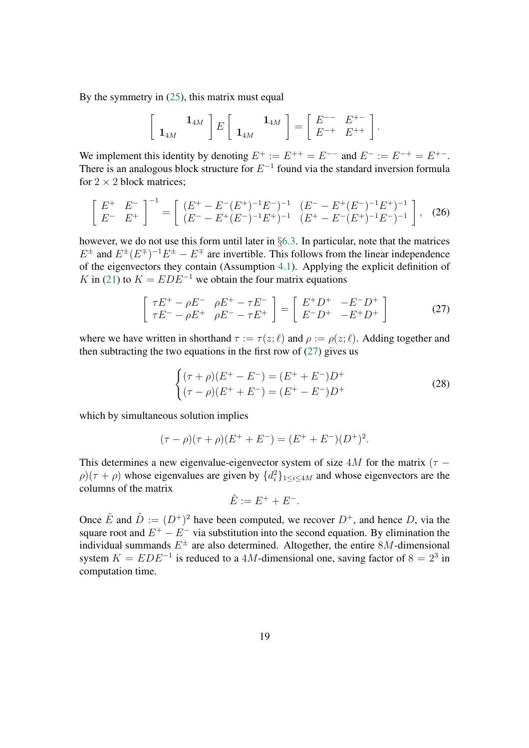By the symmetry in (25), this matrix must equal

$$\begin{bmatrix} & \mathbf{1}_{4M} \\ \mathbf{1}_{4M} & \end{bmatrix} E \begin{bmatrix} & \mathbf{1}_{4M} \\ \mathbf{1}_{4M} & \end{bmatrix} = \begin{bmatrix} E^{--} & E^{+-} \\ E^{-+} & E^{++} \end{bmatrix}.$$

We implement this identity by denoting $E^+ := E^{++} = E^{--}$ and $E^- := E^{-+} = E^{+-}$. There is an analogous block structure for $E^{-1}$ found via the standard inversion formula for $2 \times 2$ block matrices;

$$\begin{bmatrix} E^+ & E^- \\ E^- & E^+ \end{bmatrix}^{-1} = \begin{bmatrix} (E^+ - E^-(E^+)^{-1}E^-)^{-1} & (E^- - E^+(E^-)^{-1}E^+)^{-1} \\ (E^- - E^+(E^-)^{-1}E^+)^{-1} & (E^+ - E^-(E^+)^{-1}E^-)^{-1} \end{bmatrix}, \quad (26)$$

however, we do not use this form until later in §6.3. In particular, note that the matrices $E^\pm$ and $E^\pm(E^\mp)^{-1}E^\pm - E^\mp$ are invertible. This follows from the linear independence of the eigenvectors they contain (Assumption 4.1). Applying the explicit definition of $K$ in (21) to $K = EDE^{-1}$ we obtain the four matrix equations

$$\begin{bmatrix} \tau E^+ - \rho E^- & \rho E^+ - \tau E^- \\ \tau E^- - \rho E^+ & \rho E^- - \tau E^+ \end{bmatrix} = \begin{bmatrix} E^+ D^+ & -E^- D^+ \\ E^- D^+ & -E^+ D^+ \end{bmatrix} \quad (27)$$

where we have written in shorthand $\tau := \tau(z;\ell)$ and $\rho := \rho(z;\ell)$. Adding together and then subtracting the two equations in the first row of (27) gives us

$$\begin{cases} (\tau + \rho)(E^+ - E^-) = (E^+ + E^-)D^+ \\ (\tau - \rho)(E^+ + E^-) = (E^+ - E^-)D^+ \end{cases} \quad (28)$$

which by simultaneous solution implies

$$(\tau - \rho)(\tau + \rho)(E^+ + E^-) = (E^+ + E^-)(D^+)^2.$$

This determines a new eigenvalue-eigenvector system of size $4M$ for the matrix $(\tau - \rho)(\tau + \rho)$ whose eigenvalues are given by $\{d_i^2\}_{1 \le i \le 4M}$ and whose eigenvectors are the columns of the matrix

$$\tilde{E} := E^+ + E^-.$$

Once $\tilde{E}$ and $\tilde{D} := (D^+)^2$ have been computed, we recover $D^+$, and hence $D$, via the square root and $E^+ - E^-$ via substitution into the second equation. By elimination the individual summands $E^\pm$ are also determined. Altogether, the entire $8M$-dimensional system $K = EDE^{-1}$ is reduced to a $4M$-dimensional one, saving factor of $8 = 2^3$ in computation time.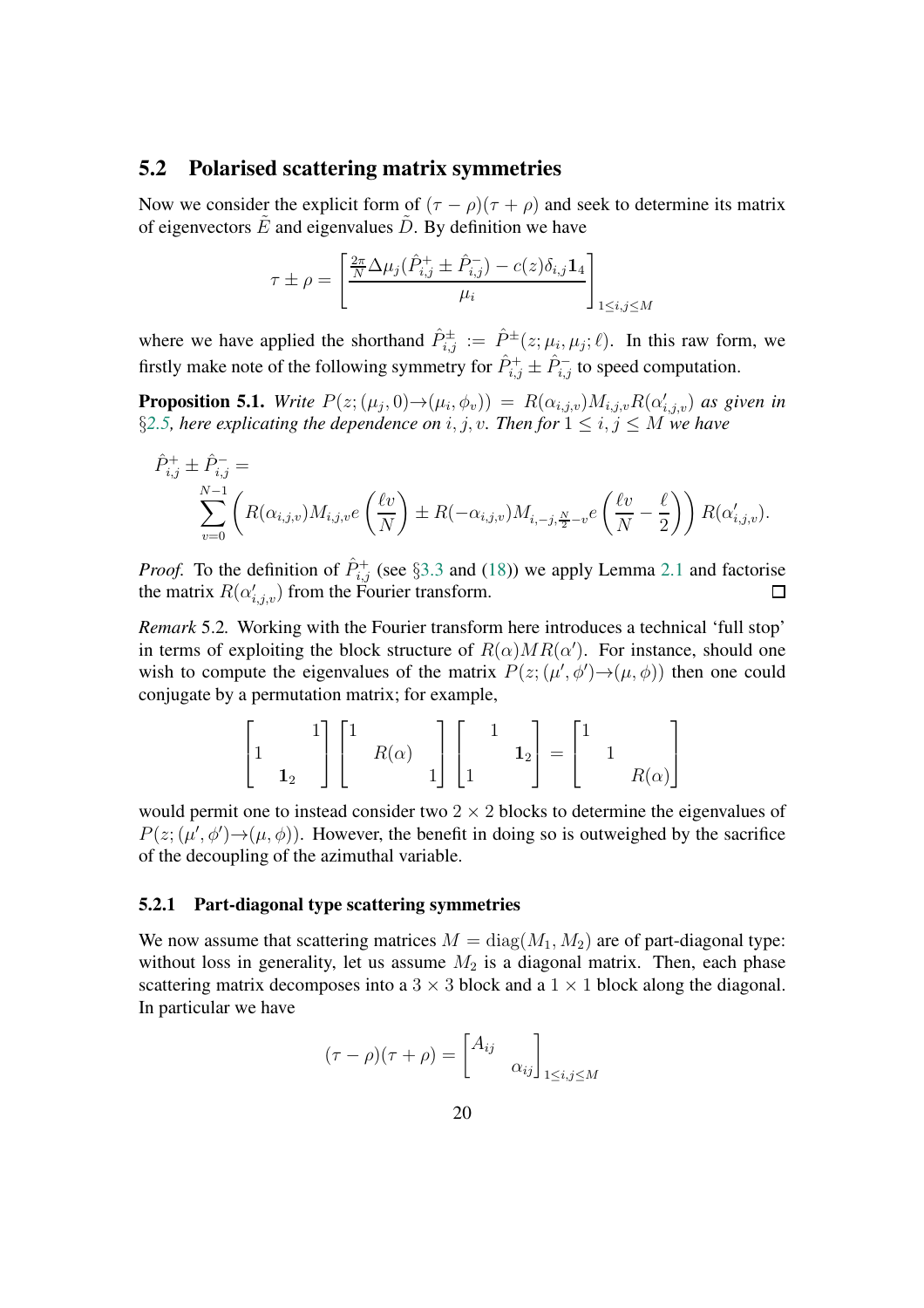## 5.2 Polarised scattering matrix symmetries

Now we consider the explicit form of $(\tau - \rho)(\tau + \rho)$ and seek to determine its matrix of eigenvectors $\tilde{E}$ and eigenvalues $\tilde{D}$. By definition we have

$$\tau \pm \rho = \left[ \frac{\frac{2\pi}{N}\Delta\mu_j(\hat{P}^+_{i,j} \pm \hat{P}^-_{i,j}) - c(z)\delta_{i,j}\mathbf{1}_4}{\mu_i} \right]_{1 \leq i,j \leq M}$$

where we have applied the shorthand $\hat{P}^\pm_{i,j} := \hat{P}^\pm(z; \mu_i, \mu_j; \ell)$. In this raw form, we firstly make note of the following symmetry for $\hat{P}^+_{i,j} \pm \hat{P}^-_{i,j}$ to speed computation.

**Proposition 5.1.** *Write $P(z; (\mu_j, 0) \to (\mu_i, \phi_v)) = R(\alpha_{i,j,v})M_{i,j,v}R(\alpha'_{i,j,v})$ as given in §2.5, here explicating the dependence on $i, j, v$. Then for $1 \leq i, j \leq M$ we have*

$$\hat{P}^+_{i,j} \pm \hat{P}^-_{i,j} = \sum_{v=0}^{N-1} \left( R(\alpha_{i,j,v})M_{i,j,v}e\left(\frac{\ell v}{N}\right) \pm R(-\alpha_{i,j,v})M_{i,-j,\frac{N}{2}-v}e\left(\frac{\ell v}{N} - \frac{\ell}{2}\right) \right) R(\alpha'_{i,j,v}).$$

*Proof.* To the definition of $\hat{P}^+_{i,j}$ (see §3.3 and (18)) we apply Lemma 2.1 and factorise the matrix $R(\alpha'_{i,j,v})$ from the Fourier transform. ◻

*Remark* 5.2. Working with the Fourier transform here introduces a technical 'full stop' in terms of exploiting the block structure of $R(\alpha)MR(\alpha')$. For instance, should one wish to compute the eigenvalues of the matrix $P(z; (\mu', \phi') \to (\mu, \phi))$ then one could conjugate by a permutation matrix; for example,

$$\begin{bmatrix} & & 1 \\ 1 & & \\ & \mathbf{1}_2 & \end{bmatrix} \begin{bmatrix} 1 & & \\ & R(\alpha) & \\ & & 1 \end{bmatrix} \begin{bmatrix} & 1 & \\ & & \mathbf{1}_2 \\ 1 & & \end{bmatrix} = \begin{bmatrix} 1 & & \\ & 1 & \\ & & R(\alpha) \end{bmatrix}$$

would permit one to instead consider two $2 \times 2$ blocks to determine the eigenvalues of $P(z; (\mu', \phi') \to (\mu, \phi))$. However, the benefit in doing so is outweighed by the sacrifice of the decoupling of the azimuthal variable.

### 5.2.1 Part-diagonal type scattering symmetries

We now assume that scattering matrices $M = \operatorname{diag}(M_1, M_2)$ are of part-diagonal type: without loss in generality, let us assume $M_2$ is a diagonal matrix. Then, each phase scattering matrix decomposes into a $3 \times 3$ block and a $1 \times 1$ block along the diagonal. In particular we have

$$(\tau - \rho)(\tau + \rho) = \begin{bmatrix} A_{ij} & \\ & \alpha_{ij} \end{bmatrix}_{1 \leq i,j \leq M}$$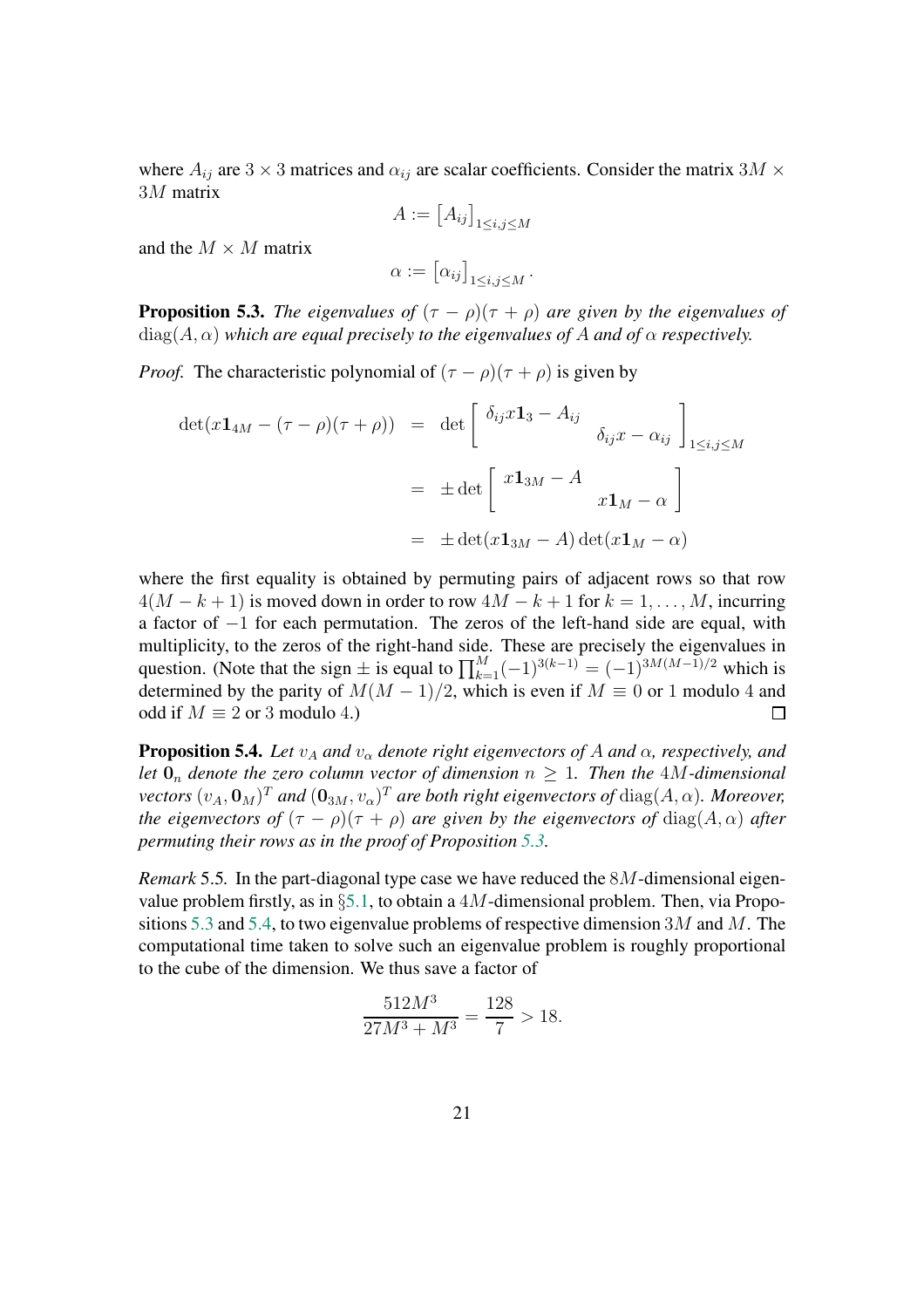where $A_{ij}$ are $3 \times 3$ matrices and $\alpha_{ij}$ are scalar coefficients. Consider the matrix $3M \times 3M$ matrix

$$A := \left[A_{ij}\right]_{1 \le i,j \le M}$$

and the $M \times M$ matrix

$$\alpha := \left[\alpha_{ij}\right]_{1 \le i,j \le M}.$$

**Proposition 5.3.** *The eigenvalues of $(\tau - \rho)(\tau + \rho)$ are given by the eigenvalues of $\operatorname{diag}(A, \alpha)$ which are equal precisely to the eigenvalues of $A$ and of $\alpha$ respectively.*

*Proof.* The characteristic polynomial of $(\tau - \rho)(\tau + \rho)$ is given by

$$\begin{aligned}
\det(x\mathbf{1}_{4M} - (\tau - \rho)(\tau + \rho)) &= \det \begin{bmatrix} \delta_{ij} x \mathbf{1}_3 - A_{ij} & \\ & \delta_{ij} x - \alpha_{ij} \end{bmatrix}_{1 \le i,j \le M} \\
&= \pm \det \begin{bmatrix} x\mathbf{1}_{3M} - A & \\ & x\mathbf{1}_M - \alpha \end{bmatrix} \\
&= \pm \det(x\mathbf{1}_{3M} - A) \det(x\mathbf{1}_M - \alpha)
\end{aligned}$$

where the first equality is obtained by permuting pairs of adjacent rows so that row $4(M - k + 1)$ is moved down in order to row $4M - k + 1$ for $k = 1, \ldots, M$, incurring a factor of $-1$ for each permutation. The zeros of the left-hand side are equal, with multiplicity, to the zeros of the right-hand side. These are precisely the eigenvalues in question. (Note that the sign $\pm$ is equal to $\prod_{k=1}^{M} (-1)^{3(k-1)} = (-1)^{3M(M-1)/2}$ which is determined by the parity of $M(M-1)/2$, which is even if $M \equiv 0$ or $1$ modulo $4$ and odd if $M \equiv 2$ or $3$ modulo $4$.) ☐

**Proposition 5.4.** *Let $v_A$ and $v_\alpha$ denote right eigenvectors of $A$ and $\alpha$, respectively, and let $\mathbf{0}_n$ denote the zero column vector of dimension $n \ge 1$. Then the $4M$-dimensional vectors $(v_A, \mathbf{0}_M)^T$ and $(\mathbf{0}_{3M}, v_\alpha)^T$ are both right eigenvectors of $\operatorname{diag}(A, \alpha)$. Moreover, the eigenvectors of $(\tau - \rho)(\tau + \rho)$ are given by the eigenvectors of $\operatorname{diag}(A, \alpha)$ after permuting their rows as in the proof of Proposition 5.3.*

*Remark* 5.5. In the part-diagonal type case we have reduced the $8M$-dimensional eigenvalue problem firstly, as in §5.1, to obtain a $4M$-dimensional problem. Then, via Propositions 5.3 and 5.4, to two eigenvalue problems of respective dimension $3M$ and $M$. The computational time taken to solve such an eigenvalue problem is roughly proportional to the cube of the dimension. We thus save a factor of

$$\frac{512M^3}{27M^3 + M^3} = \frac{128}{7} > 18.$$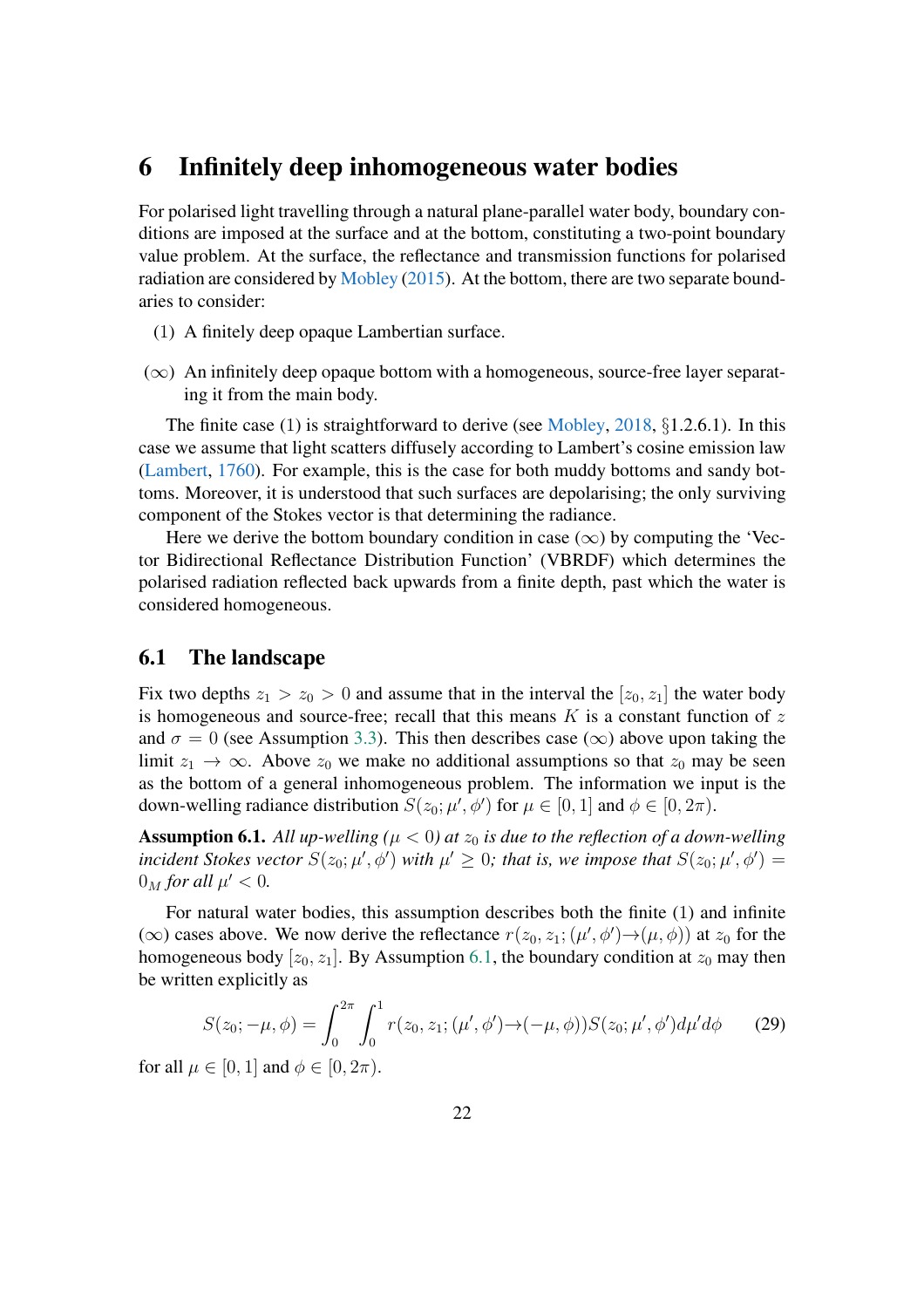# 6 Infinitely deep inhomogeneous water bodies

For polarised light travelling through a natural plane-parallel water body, boundary conditions are imposed at the surface and at the bottom, constituting a two-point boundary value problem. At the surface, the reflectance and transmission functions for polarised radiation are considered by Mobley (2015). At the bottom, there are two separate boundaries to consider:

(1) A finitely deep opaque Lambertian surface.

($\infty$) An infinitely deep opaque bottom with a homogeneous, source-free layer separating it from the main body.

The finite case (1) is straightforward to derive (see Mobley, 2018, §1.2.6.1). In this case we assume that light scatters diffusely according to Lambert's cosine emission law (Lambert, 1760). For example, this is the case for both muddy bottoms and sandy bottoms. Moreover, it is understood that such surfaces are depolarising; the only surviving component of the Stokes vector is that determining the radiance.

Here we derive the bottom boundary condition in case ($\infty$) by computing the 'Vector Bidirectional Reflectance Distribution Function' (VBRDF) which determines the polarised radiation reflected back upwards from a finite depth, past which the water is considered homogeneous.

## 6.1 The landscape

Fix two depths $z_1 > z_0 > 0$ and assume that in the interval the $[z_0, z_1]$ the water body is homogeneous and source-free; recall that this means $K$ is a constant function of $z$ and $\sigma = 0$ (see Assumption 3.3). This then describes case ($\infty$) above upon taking the limit $z_1 \to \infty$. Above $z_0$ we make no additional assumptions so that $z_0$ may be seen as the bottom of a general inhomogeneous problem. The information we input is the down-welling radiance distribution $S(z_0; \mu', \phi')$ for $\mu \in [0, 1]$ and $\phi \in [0, 2\pi)$.

**Assumption 6.1.** *All up-welling ($\mu < 0$) at $z_0$ is due to the reflection of a down-welling incident Stokes vector $S(z_0; \mu', \phi')$ with $\mu' \geq 0$; that is, we impose that $S(z_0; \mu', \phi') = 0_M$ for all $\mu' < 0$.*

For natural water bodies, this assumption describes both the finite (1) and infinite ($\infty$) cases above. We now derive the reflectance $r(z_0, z_1; (\mu', \phi') \to (\mu, \phi))$ at $z_0$ for the homogeneous body $[z_0, z_1]$. By Assumption 6.1, the boundary condition at $z_0$ may then be written explicitly as

$$S(z_0; -\mu, \phi) = \int_0^{2\pi} \int_0^1 r(z_0, z_1; (\mu', \phi') \to (-\mu, \phi)) S(z_0; \mu', \phi') d\mu' d\phi \qquad (29)$$

for all $\mu \in [0, 1]$ and $\phi \in [0, 2\pi)$.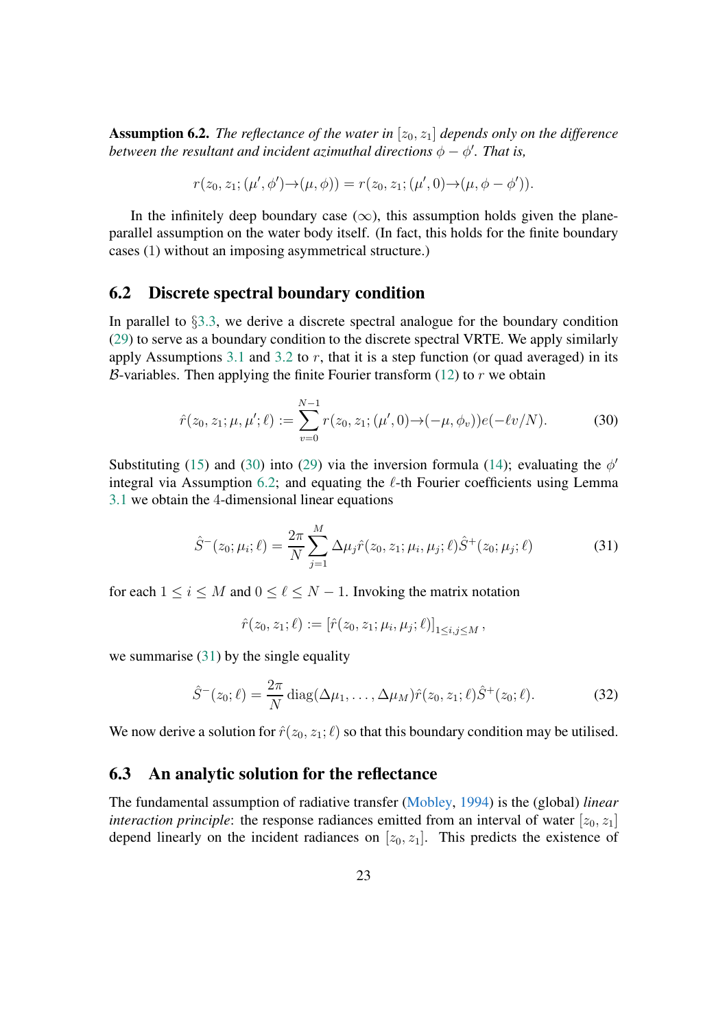**Assumption 6.2.** *The reflectance of the water in $[z_0, z_1]$ depends only on the difference between the resultant and incident azimuthal directions $\phi - \phi'$. That is,*

$$r(z_0, z_1; (\mu', \phi') \to (\mu, \phi)) = r(z_0, z_1; (\mu', 0) \to (\mu, \phi - \phi')).$$

In the infinitely deep boundary case ($\infty$), this assumption holds given the plane-parallel assumption on the water body itself. (In fact, this holds for the finite boundary cases (1) without an imposing asymmetrical structure.)

## 6.2 Discrete spectral boundary condition

In parallel to §3.3, we derive a discrete spectral analogue for the boundary condition (29) to serve as a boundary condition to the discrete spectral VRTE. We apply similarly apply Assumptions 3.1 and 3.2 to $r$, that it is a step function (or quad averaged) in its $\mathcal{B}$-variables. Then applying the finite Fourier transform (12) to $r$ we obtain

$$\hat{r}(z_0, z_1; \mu, \mu'; \ell) := \sum_{v=0}^{N-1} r(z_0, z_1; (\mu', 0) \to (-\mu, \phi_v)) e(-\ell v/N). \tag{30}$$

Substituting (15) and (30) into (29) via the inversion formula (14); evaluating the $\phi'$ integral via Assumption 6.2; and equating the $\ell$-th Fourier coefficients using Lemma 3.1 we obtain the 4-dimensional linear equations

$$\hat{S}^-(z_0; \mu_i; \ell) = \frac{2\pi}{N} \sum_{j=1}^{M} \Delta\mu_j \hat{r}(z_0, z_1; \mu_i, \mu_j; \ell) \hat{S}^+(z_0; \mu_j; \ell) \tag{31}$$

for each $1 \leq i \leq M$ and $0 \leq \ell \leq N - 1$. Invoking the matrix notation

$$\hat{r}(z_0, z_1; \ell) := [\hat{r}(z_0, z_1; \mu_i, \mu_j; \ell)]_{1 \leq i,j \leq M},$$

we summarise (31) by the single equality

$$\hat{S}^-(z_0; \ell) = \frac{2\pi}{N} \operatorname{diag}(\Delta\mu_1, \ldots, \Delta\mu_M) \hat{r}(z_0, z_1; \ell) \hat{S}^+(z_0; \ell). \tag{32}$$

We now derive a solution for $\hat{r}(z_0, z_1; \ell)$ so that this boundary condition may be utilised.

## 6.3 An analytic solution for the reflectance

The fundamental assumption of radiative transfer (Mobley, 1994) is the (global) *linear interaction principle*: the response radiances emitted from an interval of water $[z_0, z_1]$ depend linearly on the incident radiances on $[z_0, z_1]$. This predicts the existence of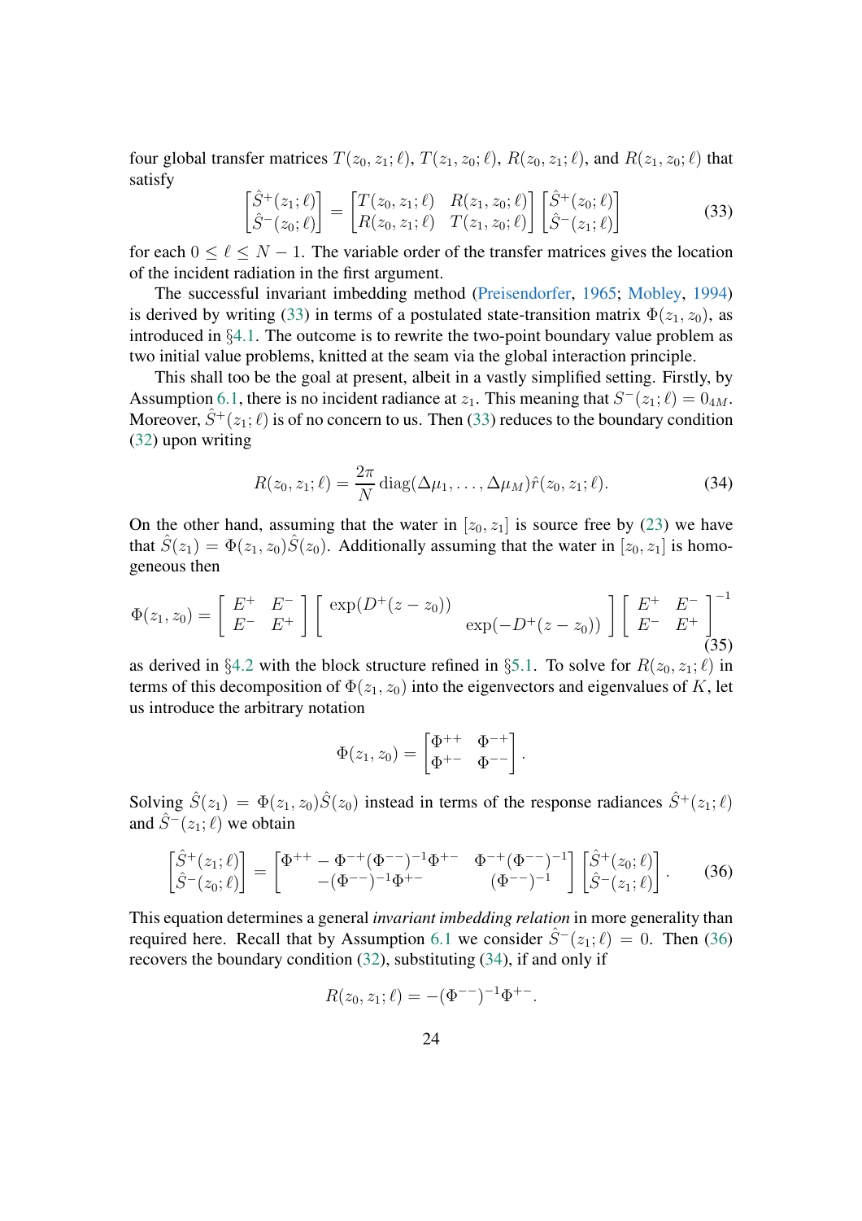four global transfer matrices $T(z_0, z_1; \ell)$, $T(z_1, z_0; \ell)$, $R(z_0, z_1; \ell)$, and $R(z_1, z_0; \ell)$ that satisfy

$$\begin{bmatrix} \hat{S}^+(z_1;\ell) \\ \hat{S}^-(z_0;\ell) \end{bmatrix} = \begin{bmatrix} T(z_0, z_1; \ell) & R(z_1, z_0; \ell) \\ R(z_0, z_1; \ell) & T(z_1, z_0; \ell) \end{bmatrix} \begin{bmatrix} \hat{S}^+(z_0;\ell) \\ \hat{S}^-(z_1;\ell) \end{bmatrix} \tag{33}$$

for each $0 \le \ell \le N-1$. The variable order of the transfer matrices gives the location of the incident radiation in the first argument.

The successful invariant imbedding method (Preisendorfer, 1965; Mobley, 1994) is derived by writing (33) in terms of a postulated state-transition matrix $\Phi(z_1, z_0)$, as introduced in §4.1. The outcome is to rewrite the two-point boundary value problem as two initial value problems, knitted at the seam via the global interaction principle.

This shall too be the goal at present, albeit in a vastly simplified setting. Firstly, by Assumption 6.1, there is no incident radiance at $z_1$. This meaning that $S^-(z_1;\ell) = 0_{4M}$. Moreover, $\hat{S}^+(z_1;\ell)$ is of no concern to us. Then (33) reduces to the boundary condition (32) upon writing

$$R(z_0, z_1; \ell) = \frac{2\pi}{N} \operatorname{diag}(\Delta\mu_1, \ldots, \Delta\mu_M) \hat{r}(z_0, z_1; \ell). \tag{34}$$

On the other hand, assuming that the water in $[z_0, z_1]$ is source free by (23) we have that $\hat{S}(z_1) = \Phi(z_1, z_0)\hat{S}(z_0)$. Additionally assuming that the water in $[z_0, z_1]$ is homogeneous then

$$\Phi(z_1, z_0) = \begin{bmatrix} E^+ & E^- \\ E^- & E^+ \end{bmatrix} \begin{bmatrix} \exp(D^+(z - z_0)) & \\ & \exp(-D^+(z - z_0)) \end{bmatrix} \begin{bmatrix} E^+ & E^- \\ E^- & E^+ \end{bmatrix}^{-1} \tag{35}$$

as derived in §4.2 with the block structure refined in §5.1. To solve for $R(z_0, z_1; \ell)$ in terms of this decomposition of $\Phi(z_1, z_0)$ into the eigenvectors and eigenvalues of $K$, let us introduce the arbitrary notation

$$\Phi(z_1, z_0) = \begin{bmatrix} \Phi^{++} & \Phi^{-+} \\ \Phi^{+-} & \Phi^{--} \end{bmatrix}.$$

Solving $\hat{S}(z_1) = \Phi(z_1, z_0)\hat{S}(z_0)$ instead in terms of the response radiances $\hat{S}^+(z_1;\ell)$ and $\hat{S}^-(z_1;\ell)$ we obtain

$$\begin{bmatrix} \hat{S}^+(z_1;\ell) \\ \hat{S}^-(z_0;\ell) \end{bmatrix} = \begin{bmatrix} \Phi^{++} - \Phi^{-+}(\Phi^{--})^{-1}\Phi^{+-} & \Phi^{-+}(\Phi^{--})^{-1} \\ -(\Phi^{--})^{-1}\Phi^{+-} & (\Phi^{--})^{-1} \end{bmatrix} \begin{bmatrix} \hat{S}^+(z_0;\ell) \\ \hat{S}^-(z_1;\ell) \end{bmatrix}. \tag{36}$$

This equation determines a general *invariant imbedding relation* in more generality than required here. Recall that by Assumption 6.1 we consider $\hat{S}^-(z_1;\ell) = 0$. Then (36) recovers the boundary condition (32), substituting (34), if and only if

$$R(z_0, z_1; \ell) = -(\Phi^{--})^{-1}\Phi^{+-}.$$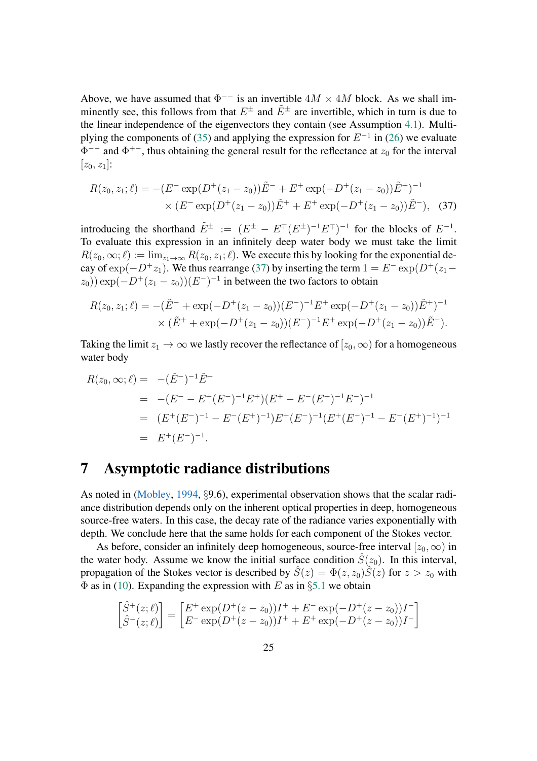Above, we have assumed that $\Phi^{--}$ is an invertible $4M \times 4M$ block. As we shall imminently see, this follows from that $E^{\pm}$ and $\tilde{E}^{\pm}$ are invertible, which in turn is due to the linear independence of the eigenvectors they contain (see Assumption 4.1). Multiplying the components of (35) and applying the expression for $E^{-1}$ in (26) we evaluate $\Phi^{--}$ and $\Phi^{+-}$, thus obtaining the general result for the reflectance at $z_0$ for the interval $[z_0, z_1]$:

$$
\begin{aligned}
R(z_0, z_1; \ell) = &-(E^- \exp(D^+(z_1 - z_0))\tilde{E}^- + E^+ \exp(-D^+(z_1 - z_0))\tilde{E}^+)^{-1} \\
&\times (E^- \exp(D^+(z_1 - z_0))\tilde{E}^+ + E^+ \exp(-D^+(z_1 - z_0))\tilde{E}^-),
\end{aligned} \tag{37}
$$

introducing the shorthand $\tilde{E}^{\pm} := (E^{\pm} - E^{\mp}(E^{\pm})^{-1}E^{\mp})^{-1}$ for the blocks of $E^{-1}$. To evaluate this expression in an infinitely deep water body we must take the limit $R(z_0, \infty; \ell) := \lim_{z_1 \to \infty} R(z_0, z_1; \ell)$. We execute this by looking for the exponential decay of $\exp(-D^+ z_1)$. We thus rearrange (37) by inserting the term $1 = E^- \exp(D^+(z_1 - z_0))\exp(-D^+(z_1 - z_0))(E^-)^{-1}$ in between the two factors to obtain

$$
\begin{aligned}
R(z_0, z_1; \ell) = &-(\tilde{E}^- + \exp(-D^+(z_1 - z_0))(E^-)^{-1}E^+ \exp(-D^+(z_1 - z_0))\tilde{E}^+)^{-1} \\
&\times (\tilde{E}^+ + \exp(-D^+(z_1 - z_0))(E^-)^{-1}E^+ \exp(-D^+(z_1 - z_0))\tilde{E}^-).
\end{aligned}
$$

Taking the limit $z_1 \to \infty$ we lastly recover the reflectance of $[z_0, \infty)$ for a homogeneous water body

$$
\begin{aligned}
R(z_0, \infty; \ell) &= -(\tilde{E}^-)^{-1}\tilde{E}^+ \\
&= -(E^- - E^+(E^-)^{-1}E^+)(E^+ - E^-(E^+)^{-1}E^-)^{-1} \\
&= (E^+(E^-)^{-1} - E^-(E^+)^{-1})E^+(E^-)^{-1}(E^+(E^-)^{-1} - E^-(E^+)^{-1})^{-1} \\
&= E^+(E^-)^{-1}.
\end{aligned}
$$

# 7 Asymptotic radiance distributions

As noted in (Mobley, 1994, §9.6), experimental observation shows that the scalar radiance distribution depends only on the inherent optical properties in deep, homogeneous source-free waters. In this case, the decay rate of the radiance varies exponentially with depth. We conclude here that the same holds for each component of the Stokes vector.

As before, consider an infinitely deep homogeneous, source-free interval $[z_0, \infty)$ in the water body. Assume we know the initial surface condition $\hat{S}(z_0)$. In this interval, propagation of the Stokes vector is described by $\hat{S}(z) = \Phi(z, z_0)\hat{S}(z)$ for $z > z_0$ with $\Phi$ as in (10). Expanding the expression with $E$ as in §5.1 we obtain

$$
\begin{bmatrix} \hat{S}^+(z;\ell) \\ \hat{S}^-(z;\ell) \end{bmatrix} = \begin{bmatrix} E^+ \exp(D^+(z - z_0))I^+ + E^- \exp(-D^+(z - z_0))I^- \\ E^- \exp(D^+(z - z_0))I^+ + E^+ \exp(-D^+(z - z_0))I^- \end{bmatrix}
$$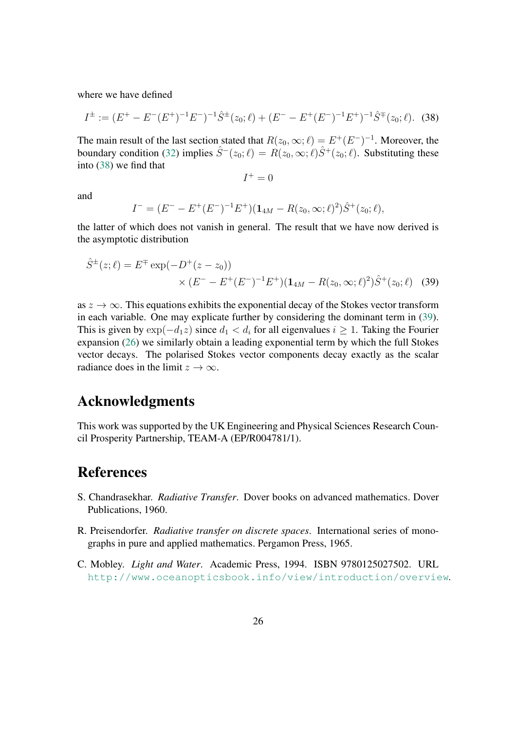where we have defined

$$I^{\pm} := (E^+ - E^-(E^+)^{-1}E^-)^{-1}\hat{S}^{\pm}(z_0;\ell) + (E^- - E^+(E^-)^{-1}E^+)^{-1}\hat{S}^{\mp}(z_0;\ell). \quad (38)$$

The main result of the last section stated that $R(z_0,\infty;\ell) = E^+(E^-)^{-1}$. Moreover, the boundary condition (32) implies $\hat{S}^-(z_0;\ell) = R(z_0,\infty;\ell)\hat{S}^+(z_0;\ell)$. Substituting these into (38) we find that

$$I^+ = 0$$

and

$$I^- = (E^- - E^+(E^-)^{-1}E^+)(\mathbf{1}_{4M} - R(z_0,\infty;\ell)^2)\hat{S}^+(z_0;\ell),$$

the latter of which does not vanish in general. The result that we have now derived is the asymptotic distribution

$$\hat{S}^{\pm}(z;\ell) = E^{\mp}\exp(-D^+(z-z_0)) \times (E^- - E^+(E^-)^{-1}E^+)(\mathbf{1}_{4M} - R(z_0,\infty;\ell)^2)\hat{S}^+(z_0;\ell) \quad (39)$$

as $z \to \infty$. This equations exhibits the exponential decay of the Stokes vector transform in each variable. One may explicate further by considering the dominant term in (39). This is given by $\exp(-d_1 z)$ since $d_1 < d_i$ for all eigenvalues $i \geq 1$. Taking the Fourier expansion (26) we similarly obtain a leading exponential term by which the full Stokes vector decays. The polarised Stokes vector components decay exactly as the scalar radiance does in the limit $z \to \infty$.

## Acknowledgments

This work was supported by the UK Engineering and Physical Sciences Research Council Prosperity Partnership, TEAM-A (EP/R004781/1).

## References

S. Chandrasekhar. *Radiative Transfer*. Dover books on advanced mathematics. Dover Publications, 1960.

R. Preisendorfer. *Radiative transfer on discrete spaces*. International series of monographs in pure and applied mathematics. Pergamon Press, 1965.

C. Mobley. *Light and Water*. Academic Press, 1994. ISBN 9780125027502. URL http://www.oceanopticsbook.info/view/introduction/overview.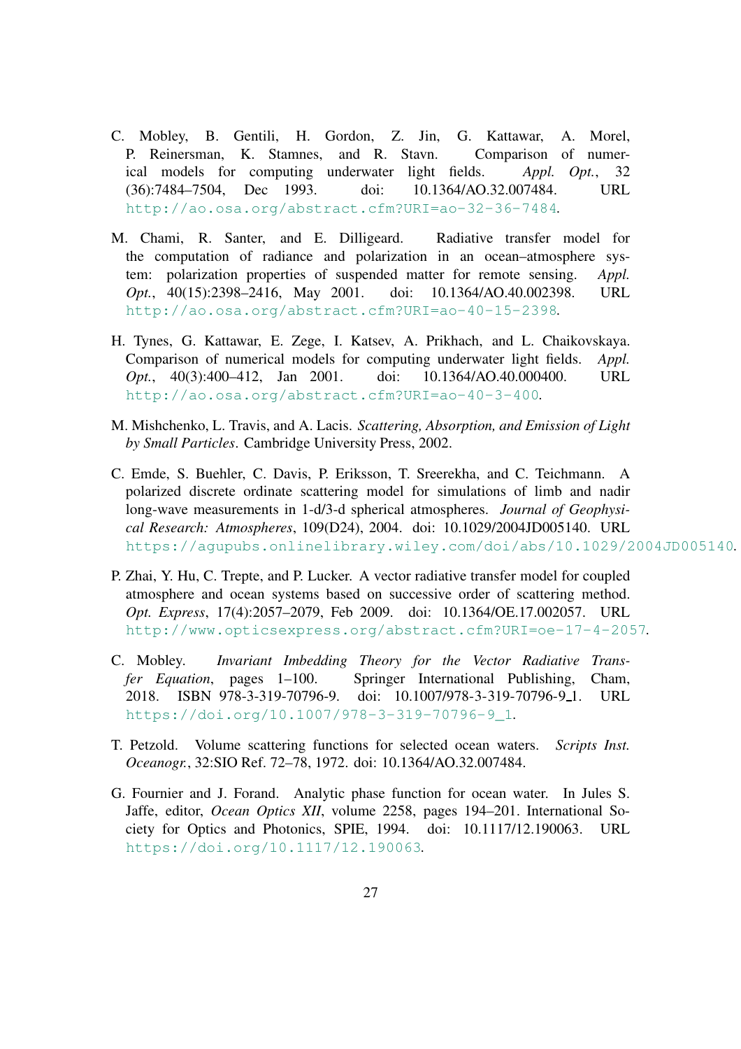C. Mobley, B. Gentili, H. Gordon, Z. Jin, G. Kattawar, A. Morel, P. Reinersman, K. Stamnes, and R. Stavn. Comparison of numerical models for computing underwater light fields. *Appl. Opt.*, 32 (36):7484–7504, Dec 1993. doi: 10.1364/AO.32.007484. URL http://ao.osa.org/abstract.cfm?URI=ao-32-36-7484.

M. Chami, R. Santer, and E. Dilligeard. Radiative transfer model for the computation of radiance and polarization in an ocean–atmosphere system: polarization properties of suspended matter for remote sensing. *Appl. Opt.*, 40(15):2398–2416, May 2001. doi: 10.1364/AO.40.002398. URL http://ao.osa.org/abstract.cfm?URI=ao-40-15-2398.

H. Tynes, G. Kattawar, E. Zege, I. Katsev, A. Prikhach, and L. Chaikovskaya. Comparison of numerical models for computing underwater light fields. *Appl. Opt.*, 40(3):400–412, Jan 2001. doi: 10.1364/AO.40.000400. URL http://ao.osa.org/abstract.cfm?URI=ao-40-3-400.

M. Mishchenko, L. Travis, and A. Lacis. *Scattering, Absorption, and Emission of Light by Small Particles*. Cambridge University Press, 2002.

C. Emde, S. Buehler, C. Davis, P. Eriksson, T. Sreerekha, and C. Teichmann. A polarized discrete ordinate scattering model for simulations of limb and nadir long-wave measurements in 1-d/3-d spherical atmospheres. *Journal of Geophysical Research: Atmospheres*, 109(D24), 2004. doi: 10.1029/2004JD005140. URL https://agupubs.onlinelibrary.wiley.com/doi/abs/10.1029/2004JD005140.

P. Zhai, Y. Hu, C. Trepte, and P. Lucker. A vector radiative transfer model for coupled atmosphere and ocean systems based on successive order of scattering method. *Opt. Express*, 17(4):2057–2079, Feb 2009. doi: 10.1364/OE.17.002057. URL http://www.opticsexpress.org/abstract.cfm?URI=oe-17-4-2057.

C. Mobley. *Invariant Imbedding Theory for the Vector Radiative Transfer Equation*, pages 1–100. Springer International Publishing, Cham, 2018. ISBN 978-3-319-70796-9. doi: 10.1007/978-3-319-70796-9_1. URL https://doi.org/10.1007/978-3-319-70796-9_1.

T. Petzold. Volume scattering functions for selected ocean waters. *Scripts Inst. Oceanogr.*, 32:SIO Ref. 72–78, 1972. doi: 10.1364/AO.32.007484.

G. Fournier and J. Forand. Analytic phase function for ocean water. In Jules S. Jaffe, editor, *Ocean Optics XII*, volume 2258, pages 194–201. International Society for Optics and Photonics, SPIE, 1994. doi: 10.1117/12.190063. URL https://doi.org/10.1117/12.190063.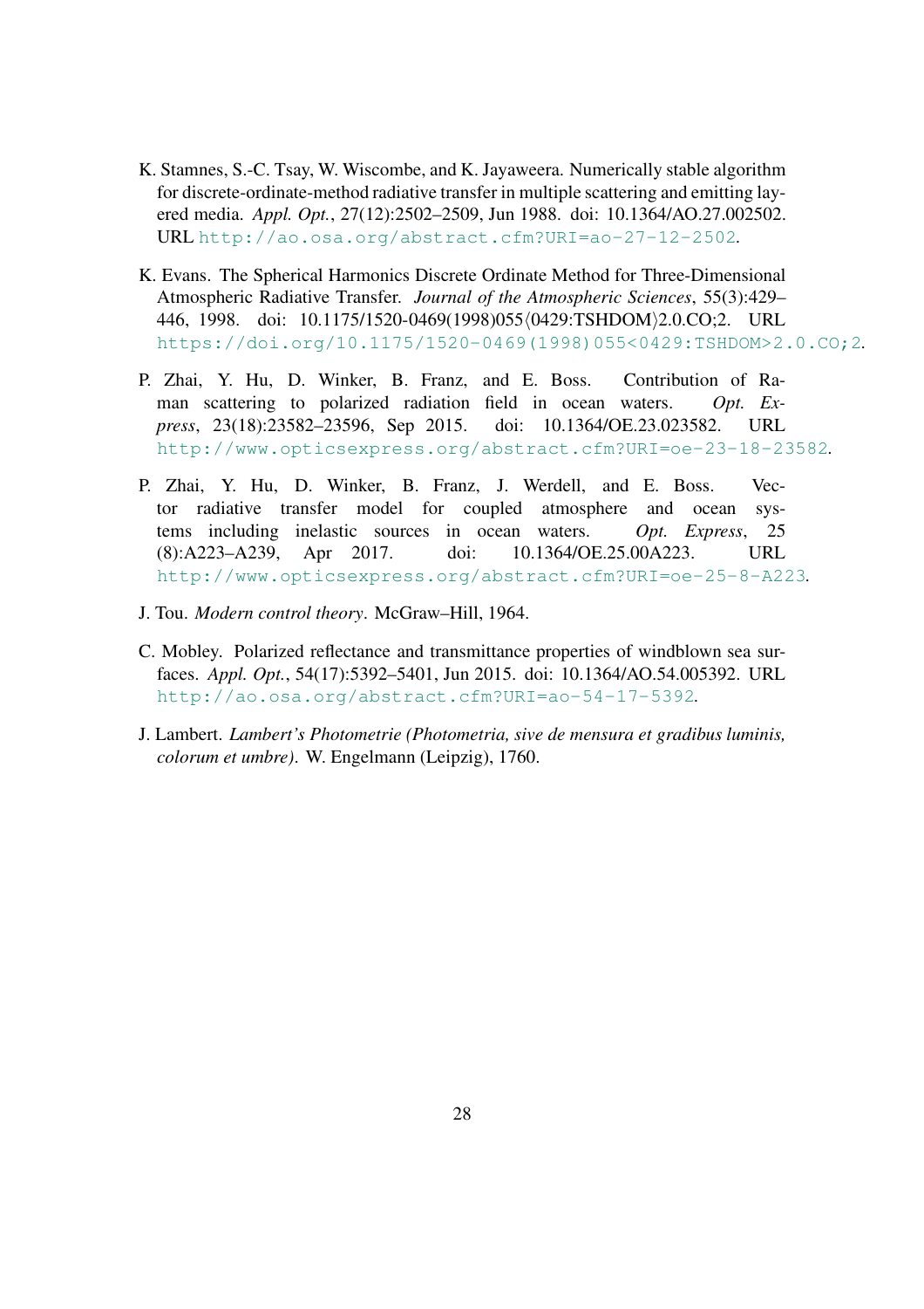K. Stamnes, S.-C. Tsay, W. Wiscombe, and K. Jayaweera. Numerically stable algorithm for discrete-ordinate-method radiative transfer in multiple scattering and emitting layered media. *Appl. Opt.*, 27(12):2502–2509, Jun 1988. doi: 10.1364/AO.27.002502. URL http://ao.osa.org/abstract.cfm?URI=ao-27-12-2502.

K. Evans. The Spherical Harmonics Discrete Ordinate Method for Three-Dimensional Atmospheric Radiative Transfer. *Journal of the Atmospheric Sciences*, 55(3):429–446, 1998. doi: 10.1175/1520-0469(1998)055⟨0429:TSHDOM⟩2.0.CO;2. URL https://doi.org/10.1175/1520-0469(1998)055<0429:TSHDOM>2.0.CO;2.

P. Zhai, Y. Hu, D. Winker, B. Franz, and E. Boss. Contribution of Raman scattering to polarized radiation field in ocean waters. *Opt. Express*, 23(18):23582–23596, Sep 2015. doi: 10.1364/OE.23.023582. URL http://www.opticsexpress.org/abstract.cfm?URI=oe-23-18-23582.

P. Zhai, Y. Hu, D. Winker, B. Franz, J. Werdell, and E. Boss. Vector radiative transfer model for coupled atmosphere and ocean systems including inelastic sources in ocean waters. *Opt. Express*, 25 (8):A223–A239, Apr 2017. doi: 10.1364/OE.25.00A223. URL http://www.opticsexpress.org/abstract.cfm?URI=oe-25-8-A223.

J. Tou. *Modern control theory*. McGraw–Hill, 1964.

C. Mobley. Polarized reflectance and transmittance properties of windblown sea surfaces. *Appl. Opt.*, 54(17):5392–5401, Jun 2015. doi: 10.1364/AO.54.005392. URL http://ao.osa.org/abstract.cfm?URI=ao-54-17-5392.

J. Lambert. *Lambert's Photometrie (Photometria, sive de mensura et gradibus luminis, colorum et umbre)*. W. Engelmann (Leipzig), 1760.